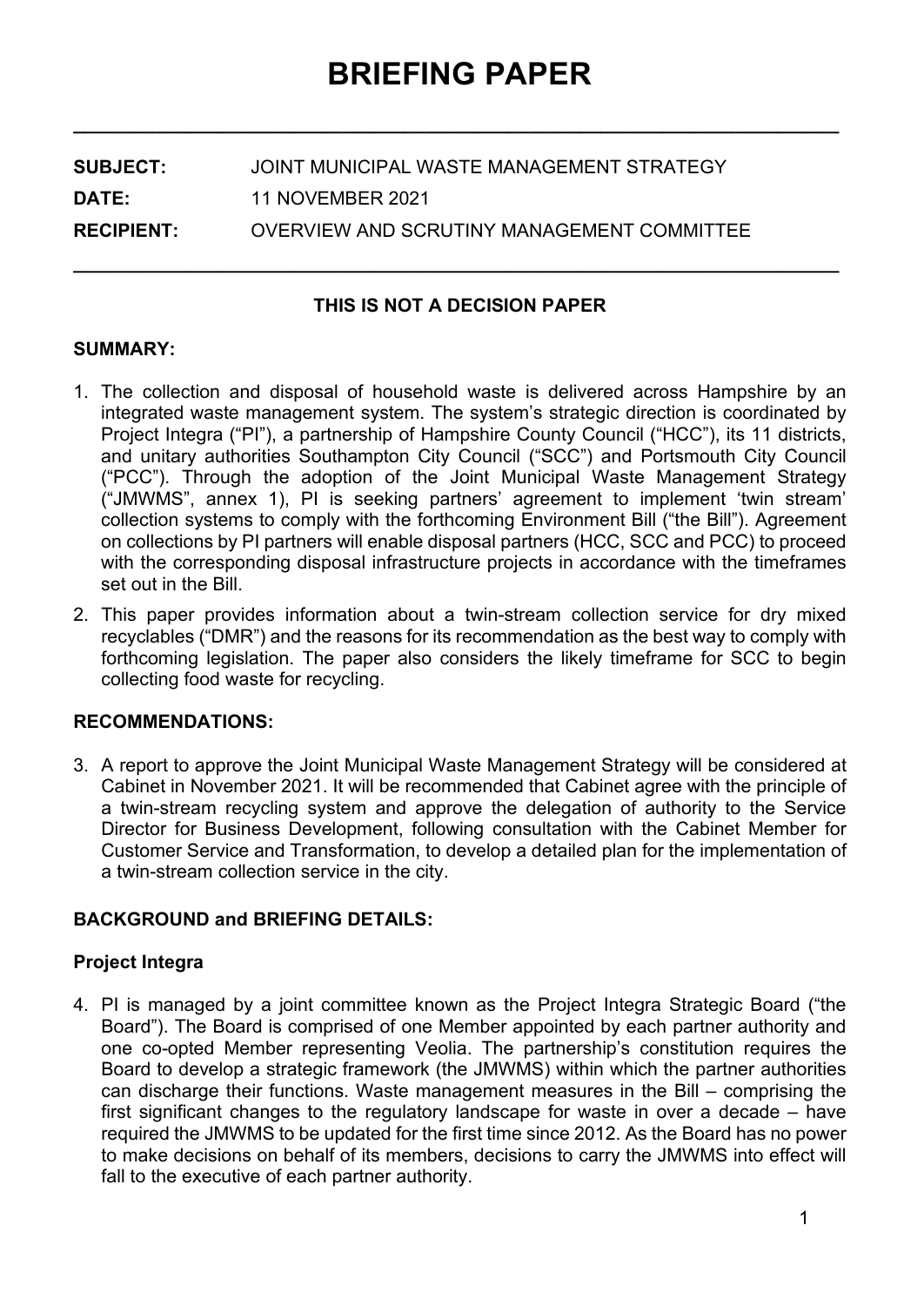# BRIEFING PAPER

---

**SUBJECT:** JOINT MUNICIPAL WASTE MANAGEMENT STRATEGY

**DATE:** 11 NOVEMBER 2021

**RECIPIENT:** OVERVIEW AND SCRUTINY MANAGEMENT COMMITTEE

---

**THIS IS NOT A DECISION PAPER**

## SUMMARY:

1. The collection and disposal of household waste is delivered across Hampshire by an integrated waste management system. The system's strategic direction is coordinated by Project Integra ("PI"), a partnership of Hampshire County Council ("HCC"), its 11 districts, and unitary authorities Southampton City Council ("SCC") and Portsmouth City Council ("PCC"). Through the adoption of the Joint Municipal Waste Management Strategy ("JMWMS", annex 1), PI is seeking partners' agreement to implement 'twin stream' collection systems to comply with the forthcoming Environment Bill ("the Bill"). Agreement on collections by PI partners will enable disposal partners (HCC, SCC and PCC) to proceed with the corresponding disposal infrastructure projects in accordance with the timeframes set out in the Bill.
2. This paper provides information about a twin-stream collection service for dry mixed recyclables ("DMR") and the reasons for its recommendation as the best way to comply with forthcoming legislation. The paper also considers the likely timeframe for SCC to begin collecting food waste for recycling.

## RECOMMENDATIONS:

3. A report to approve the Joint Municipal Waste Management Strategy will be considered at Cabinet in November 2021. It will be recommended that Cabinet agree with the principle of a twin-stream recycling system and approve the delegation of authority to the Service Director for Business Development, following consultation with the Cabinet Member for Customer Service and Transformation, to develop a detailed plan for the implementation of a twin-stream collection service in the city.

## BACKGROUND and BRIEFING DETAILS:

### Project Integra

4. PI is managed by a joint committee known as the Project Integra Strategic Board ("the Board"). The Board is comprised of one Member appointed by each partner authority and one co-opted Member representing Veolia. The partnership's constitution requires the Board to develop a strategic framework (the JMWMS) within which the partner authorities can discharge their functions. Waste management measures in the Bill – comprising the first significant changes to the regulatory landscape for waste in over a decade – have required the JMWMS to be updated for the first time since 2012. As the Board has no power to make decisions on behalf of its members, decisions to carry the JMWMS into effect will fall to the executive of each partner authority.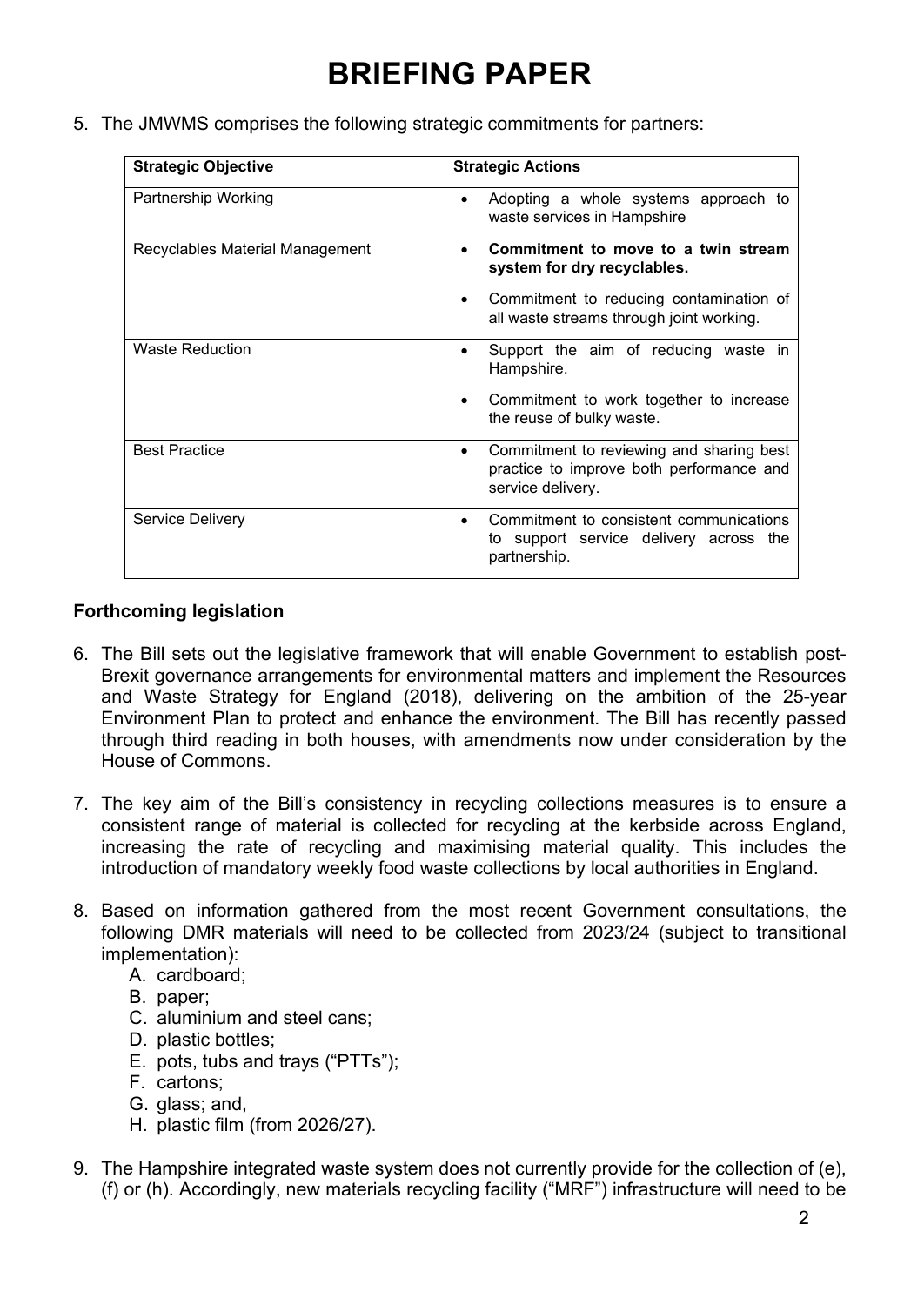# BRIEFING PAPER

5. The JMWMS comprises the following strategic commitments for partners:

| Strategic Objective | Strategic Actions |
|---|---|
| Partnership Working | • Adopting a whole systems approach to waste services in Hampshire |
| Recyclables Material Management | • **Commitment to move to a twin stream system for dry recyclables.**<br>• Commitment to reducing contamination of all waste streams through joint working. |
| Waste Reduction | • Support the aim of reducing waste in Hampshire.<br>• Commitment to work together to increase the reuse of bulky waste. |
| Best Practice | • Commitment to reviewing and sharing best practice to improve both performance and service delivery. |
| Service Delivery | • Commitment to consistent communications to support service delivery across the partnership. |

**Forthcoming legislation**

6. The Bill sets out the legislative framework that will enable Government to establish post-Brexit governance arrangements for environmental matters and implement the Resources and Waste Strategy for England (2018), delivering on the ambition of the 25-year Environment Plan to protect and enhance the environment. The Bill has recently passed through third reading in both houses, with amendments now under consideration by the House of Commons.

7. The key aim of the Bill's consistency in recycling collections measures is to ensure a consistent range of material is collected for recycling at the kerbside across England, increasing the rate of recycling and maximising material quality. This includes the introduction of mandatory weekly food waste collections by local authorities in England.

8. Based on information gathered from the most recent Government consultations, the following DMR materials will need to be collected from 2023/24 (subject to transitional implementation):
   A. cardboard;
   B. paper;
   C. aluminium and steel cans;
   D. plastic bottles;
   E. pots, tubs and trays ("PTTs");
   F. cartons;
   G. glass; and,
   H. plastic film (from 2026/27).

9. The Hampshire integrated waste system does not currently provide for the collection of (e), (f) or (h). Accordingly, new materials recycling facility ("MRF") infrastructure will need to be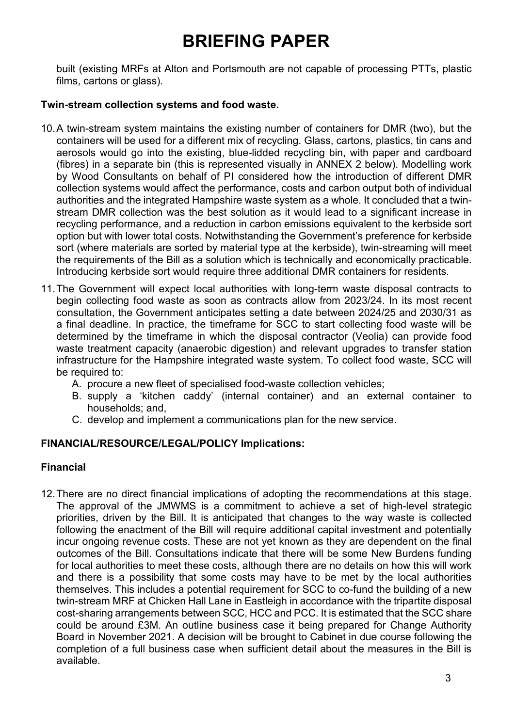built (existing MRFs at Alton and Portsmouth are not capable of processing PTTs, plastic films, cartons or glass).

**Twin-stream collection systems and food waste.**

10. A twin-stream system maintains the existing number of containers for DMR (two), but the containers will be used for a different mix of recycling. Glass, cartons, plastics, tin cans and aerosols would go into the existing, blue-lidded recycling bin, with paper and cardboard (fibres) in a separate bin (this is represented visually in ANNEX 2 below). Modelling work by Wood Consultants on behalf of PI considered how the introduction of different DMR collection systems would affect the performance, costs and carbon output both of individual authorities and the integrated Hampshire waste system as a whole. It concluded that a twin-stream DMR collection was the best solution as it would lead to a significant increase in recycling performance, and a reduction in carbon emissions equivalent to the kerbside sort option but with lower total costs. Notwithstanding the Government's preference for kerbside sort (where materials are sorted by material type at the kerbside), twin-streaming will meet the requirements of the Bill as a solution which is technically and economically practicable. Introducing kerbside sort would require three additional DMR containers for residents.

11. The Government will expect local authorities with long-term waste disposal contracts to begin collecting food waste as soon as contracts allow from 2023/24. In its most recent consultation, the Government anticipates setting a date between 2024/25 and 2030/31 as a final deadline. In practice, the timeframe for SCC to start collecting food waste will be determined by the timeframe in which the disposal contractor (Veolia) can provide food waste treatment capacity (anaerobic digestion) and relevant upgrades to transfer station infrastructure for the Hampshire integrated waste system. To collect food waste, SCC will be required to:
    A. procure a new fleet of specialised food-waste collection vehicles;
    B. supply a 'kitchen caddy' (internal container) and an external container to households; and,
    C. develop and implement a communications plan for the new service.

**FINANCIAL/RESOURCE/LEGAL/POLICY Implications:**

**Financial**

12. There are no direct financial implications of adopting the recommendations at this stage. The approval of the JMWMS is a commitment to achieve a set of high-level strategic priorities, driven by the Bill. It is anticipated that changes to the way waste is collected following the enactment of the Bill will require additional capital investment and potentially incur ongoing revenue costs. These are not yet known as they are dependent on the final outcomes of the Bill. Consultations indicate that there will be some New Burdens funding for local authorities to meet these costs, although there are no details on how this will work and there is a possibility that some costs may have to be met by the local authorities themselves. This includes a potential requirement for SCC to co-fund the building of a new twin-stream MRF at Chicken Hall Lane in Eastleigh in accordance with the tripartite disposal cost-sharing arrangements between SCC, HCC and PCC. It is estimated that the SCC share could be around £3M. An outline business case it being prepared for Change Authority Board in November 2021. A decision will be brought to Cabinet in due course following the completion of a full business case when sufficient detail about the measures in the Bill is available.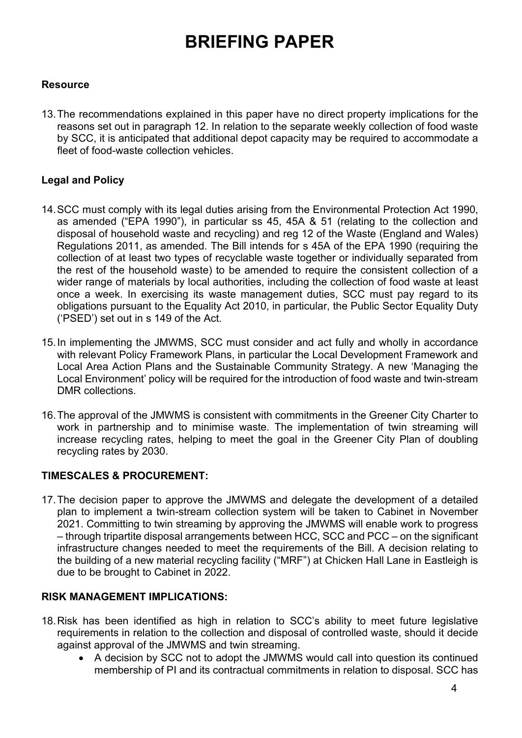# BRIEFING PAPER

**Resource**

13. The recommendations explained in this paper have no direct property implications for the reasons set out in paragraph 12. In relation to the separate weekly collection of food waste by SCC, it is anticipated that additional depot capacity may be required to accommodate a fleet of food-waste collection vehicles.

**Legal and Policy**

14. SCC must comply with its legal duties arising from the Environmental Protection Act 1990, as amended ("EPA 1990"), in particular ss 45, 45A & 51 (relating to the collection and disposal of household waste and recycling) and reg 12 of the Waste (England and Wales) Regulations 2011, as amended. The Bill intends for s 45A of the EPA 1990 (requiring the collection of at least two types of recyclable waste together or individually separated from the rest of the household waste) to be amended to require the consistent collection of a wider range of materials by local authorities, including the collection of food waste at least once a week. In exercising its waste management duties, SCC must pay regard to its obligations pursuant to the Equality Act 2010, in particular, the Public Sector Equality Duty ('PSED') set out in s 149 of the Act.

15. In implementing the JMWMS, SCC must consider and act fully and wholly in accordance with relevant Policy Framework Plans, in particular the Local Development Framework and Local Area Action Plans and the Sustainable Community Strategy. A new 'Managing the Local Environment' policy will be required for the introduction of food waste and twin-stream DMR collections.

16. The approval of the JMWMS is consistent with commitments in the Greener City Charter to work in partnership and to minimise waste. The implementation of twin streaming will increase recycling rates, helping to meet the goal in the Greener City Plan of doubling recycling rates by 2030.

**TIMESCALES & PROCUREMENT:**

17. The decision paper to approve the JMWMS and delegate the development of a detailed plan to implement a twin-stream collection system will be taken to Cabinet in November 2021. Committing to twin streaming by approving the JMWMS will enable work to progress – through tripartite disposal arrangements between HCC, SCC and PCC – on the significant infrastructure changes needed to meet the requirements of the Bill. A decision relating to the building of a new material recycling facility ("MRF") at Chicken Hall Lane in Eastleigh is due to be brought to Cabinet in 2022.

**RISK MANAGEMENT IMPLICATIONS:**

18. Risk has been identified as high in relation to SCC's ability to meet future legislative requirements in relation to the collection and disposal of controlled waste, should it decide against approval of the JMWMS and twin streaming.
    - A decision by SCC not to adopt the JMWMS would call into question its continued membership of PI and its contractual commitments in relation to disposal. SCC has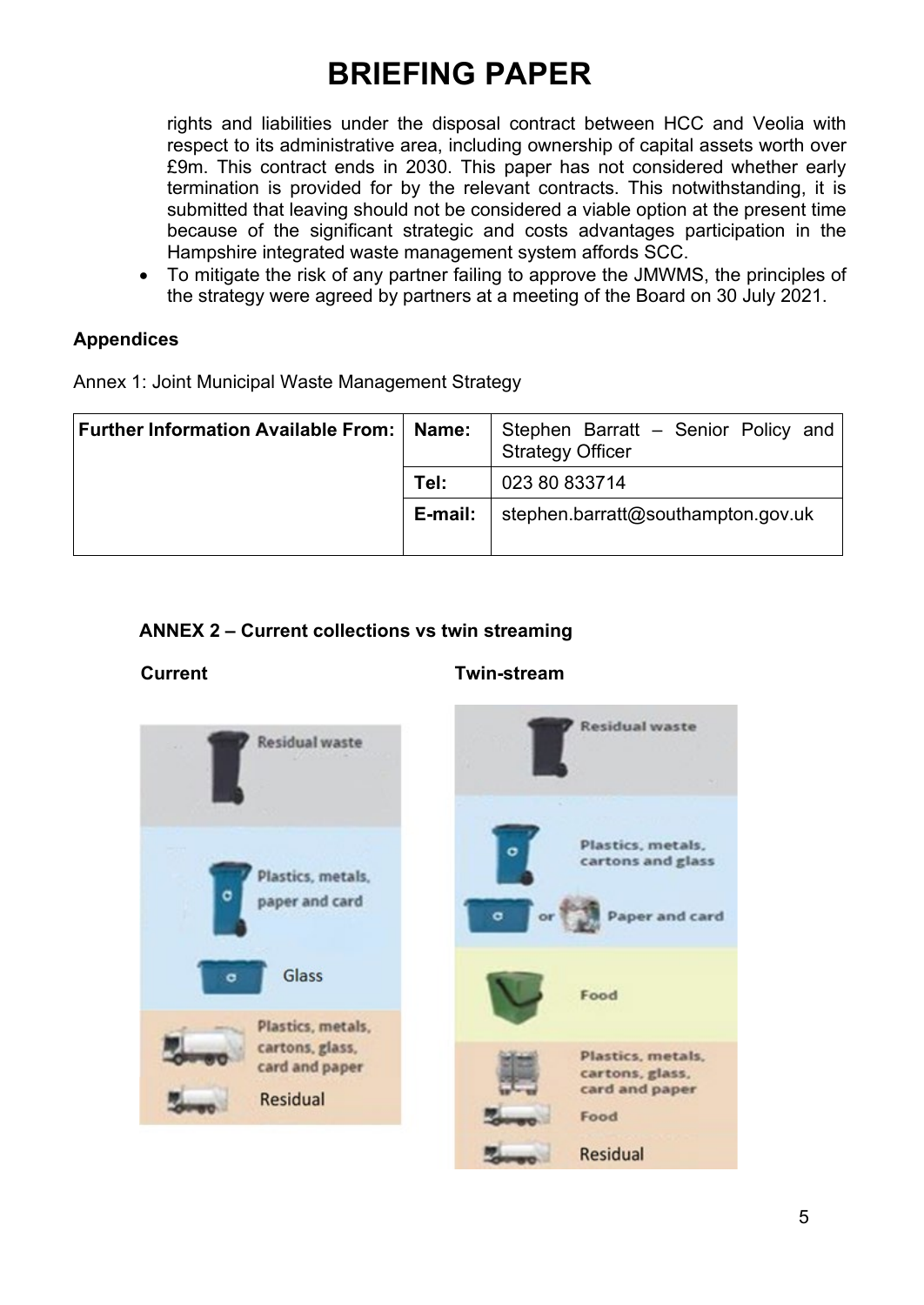# BRIEFING PAPER

rights and liabilities under the disposal contract between HCC and Veolia with respect to its administrative area, including ownership of capital assets worth over £9m. This contract ends in 2030. This paper has not considered whether early termination is provided for by the relevant contracts. This notwithstanding, it is submitted that leaving should not be considered a viable option at the present time because of the significant strategic and costs advantages participation in the Hampshire integrated waste management system affords SCC.

- To mitigate the risk of any partner failing to approve the JMWMS, the principles of the strategy were agreed by partners at a meeting of the Board on 30 July 2021.

**Appendices**

Annex 1: Joint Municipal Waste Management Strategy

| Further Information Available From: | Name: | Stephen Barratt – Senior Policy and Strategy Officer |
|---|---|---|
| | Tel: | 023 80 833714 |
| | E-mail: | stephen.barratt@southampton.gov.uk |

**ANNEX 2 – Current collections vs twin streaming**

**Current** | **Twin-stream**

Current:
- Residual waste
- Plastics, metals, paper and card
- Glass
- Plastics, metals, cartons, glass, card and paper
- Residual

Twin-stream:
- Residual waste
- Plastics, metals, cartons and glass
- or Paper and card
- Food
- Plastics, metals, cartons, glass, card and paper
- Food
- Residual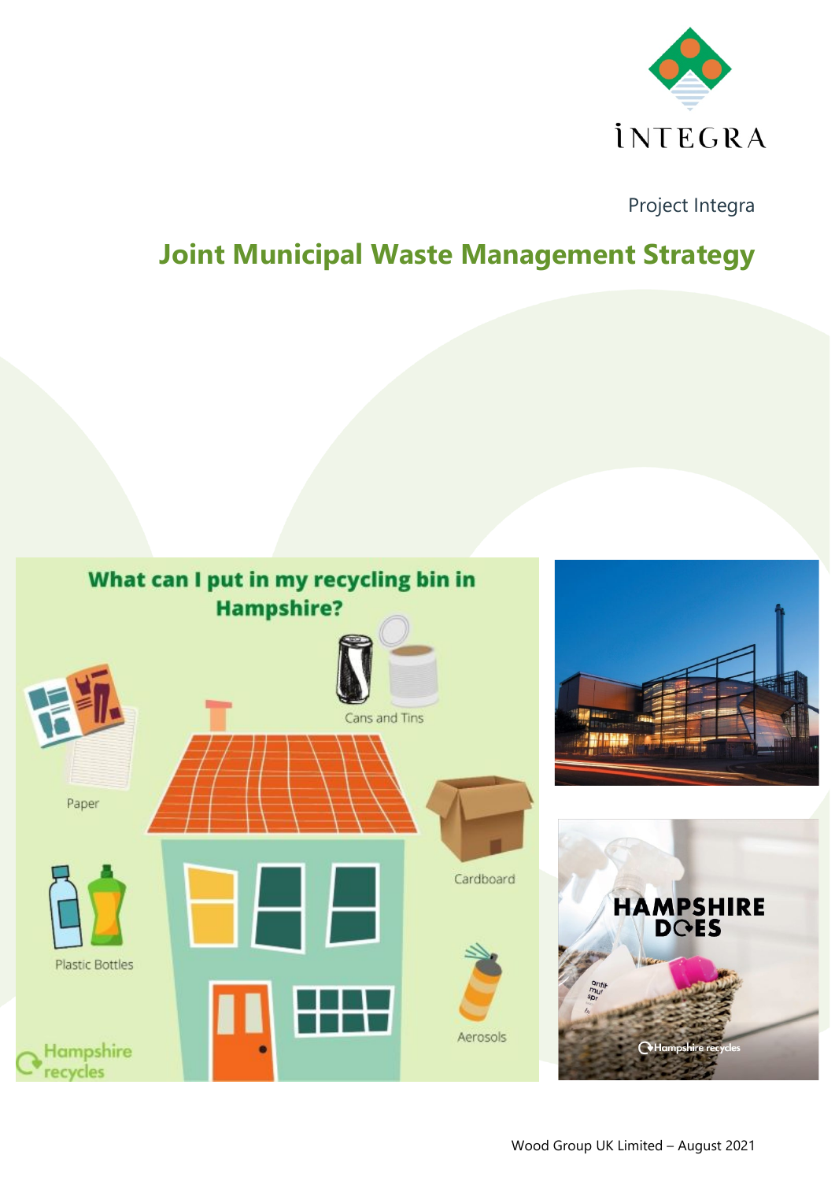INTEGRA

Project Integra

# Joint Municipal Waste Management Strategy

Wood Group UK Limited – August 2021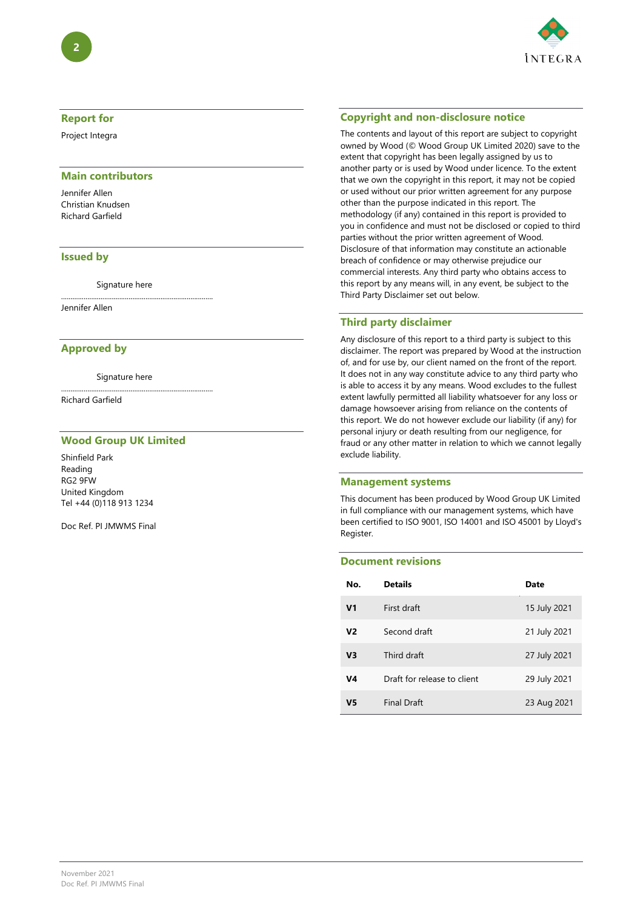## Report for

Project Integra

## Main contributors

Jennifer Allen
Christian Knudsen
Richard Garfield

## Issued by

Signature here

.................................................................................

Jennifer Allen

## Approved by

Signature here

.................................................................................

Richard Garfield

## Wood Group UK Limited

Shinfield Park
Reading
RG2 9FW
United Kingdom
Tel +44 (0)118 913 1234

Doc Ref. PI JMWMS Final

## Copyright and non-disclosure notice

The contents and layout of this report are subject to copyright owned by Wood (© Wood Group UK Limited 2020) save to the extent that copyright has been legally assigned by us to another party or is used by Wood under licence. To the extent that we own the copyright in this report, it may not be copied or used without our prior written agreement for any purpose other than the purpose indicated in this report. The methodology (if any) contained in this report is provided to you in confidence and must not be disclosed or copied to third parties without the prior written agreement of Wood. Disclosure of that information may constitute an actionable breach of confidence or may otherwise prejudice our commercial interests. Any third party who obtains access to this report by any means will, in any event, be subject to the Third Party Disclaimer set out below.

## Third party disclaimer

Any disclosure of this report to a third party is subject to this disclaimer. The report was prepared by Wood at the instruction of, and for use by, our client named on the front of the report. It does not in any way constitute advice to any third party who is able to access it by any means. Wood excludes to the fullest extent lawfully permitted all liability whatsoever for any loss or damage howsoever arising from reliance on the contents of this report. We do not however exclude our liability (if any) for personal injury or death resulting from our negligence, for fraud or any other matter in relation to which we cannot legally exclude liability.

## Management systems

This document has been produced by Wood Group UK Limited in full compliance with our management systems, which have been certified to ISO 9001, ISO 14001 and ISO 45001 by Lloyd's Register.

## Document revisions

| No. | Details | Date |
|---|---|---|
| **V1** | First draft | 15 July 2021 |
| **V2** | Second draft | 21 July 2021 |
| **V3** | Third draft | 27 July 2021 |
| **V4** | Draft for release to client | 29 July 2021 |
| **V5** | Final Draft | 23 Aug 2021 |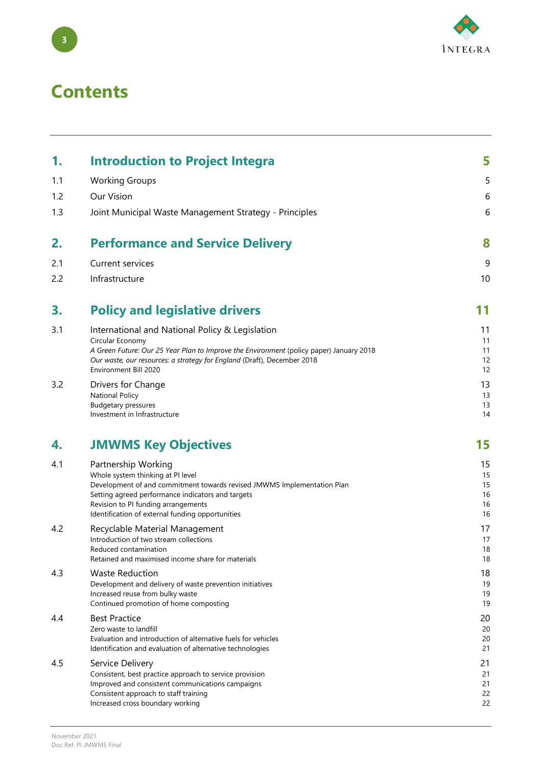# Contents

| | | |
|---|---|---|
| **1.** | **Introduction to Project Integra** | **5** |
| 1.1 | Working Groups | 5 |
| 1.2 | Our Vision | 6 |
| 1.3 | Joint Municipal Waste Management Strategy - Principles | 6 |
| **2.** | **Performance and Service Delivery** | **8** |
| 2.1 | Current services | 9 |
| 2.2 | Infrastructure | 10 |
| **3.** | **Policy and legislative drivers** | **11** |
| 3.1 | International and National Policy & Legislation | 11 |
| | Circular Economy | 11 |
| | *A Green Future: Our 25 Year Plan to Improve the Environment* (policy paper) January 2018 | 11 |
| | *Our waste, our resources: a strategy for England* (Draft), December 2018 | 12 |
| | Environment Bill 2020 | 12 |
| 3.2 | Drivers for Change | 13 |
| | National Policy | 13 |
| | Budgetary pressures | 13 |
| | Investment in Infrastructure | 14 |
| **4.** | **JMWMS Key Objectives** | **15** |
| 4.1 | Partnership Working | 15 |
| | Whole system thinking at PI level | 15 |
| | Development of and commitment towards revised JMWMS Implementation Plan | 15 |
| | Setting agreed performance indicators and targets | 16 |
| | Revision to PI funding arrangements | 16 |
| | Identification of external funding opportunities | 16 |
| 4.2 | Recyclable Material Management | 17 |
| | Introduction of two stream collections | 17 |
| | Reduced contamination | 18 |
| | Retained and maximised income share for materials | 18 |
| 4.3 | Waste Reduction | 18 |
| | Development and delivery of waste prevention initiatives | 19 |
| | Increased reuse from bulky waste | 19 |
| | Continued promotion of home composting | 19 |
| 4.4 | Best Practice | 20 |
| | Zero waste to landfill | 20 |
| | Evaluation and introduction of alternative fuels for vehicles | 20 |
| | Identification and evaluation of alternative technologies | 21 |
| 4.5 | Service Delivery | 21 |
| | Consistent, best practice approach to service provision | 21 |
| | Improved and consistent communications campaigns | 21 |
| | Consistent approach to staff training | 22 |
| | Increased cross boundary working | 22 |

November 2021
Doc Ref. PI JMWMS Final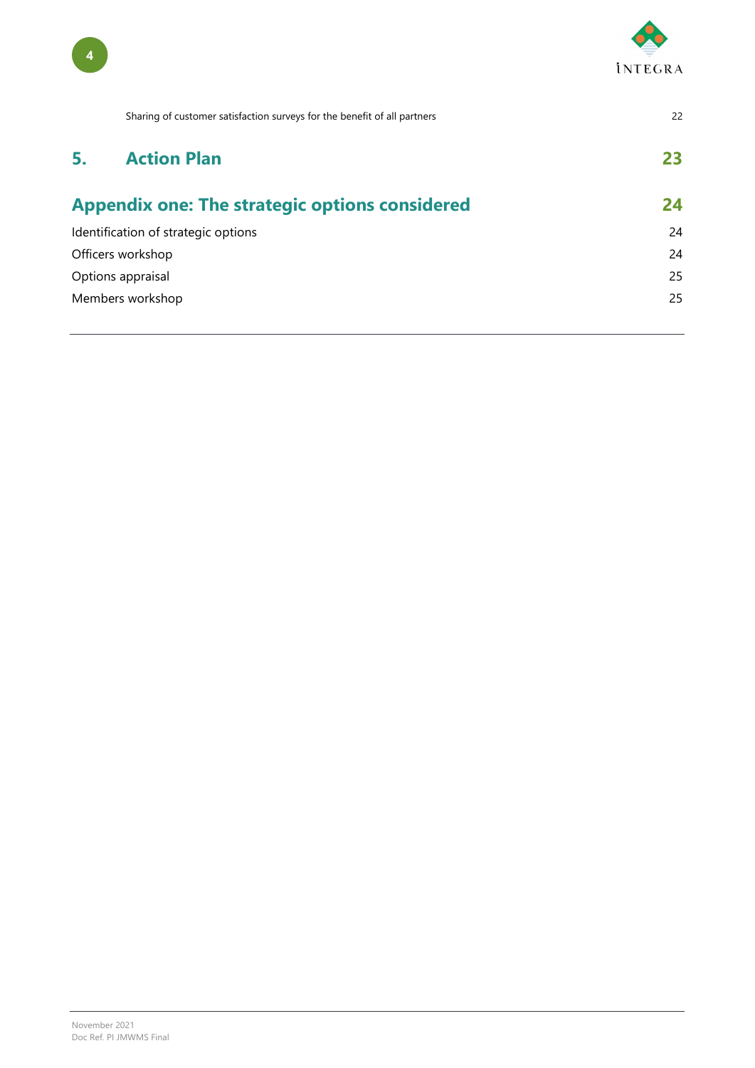Sharing of customer satisfaction surveys for the benefit of all partners 22

## 5. Action Plan 23

## Appendix one: The strategic options considered 24

Identification of strategic options 24

Officers workshop 24

Options appraisal 25

Members workshop 25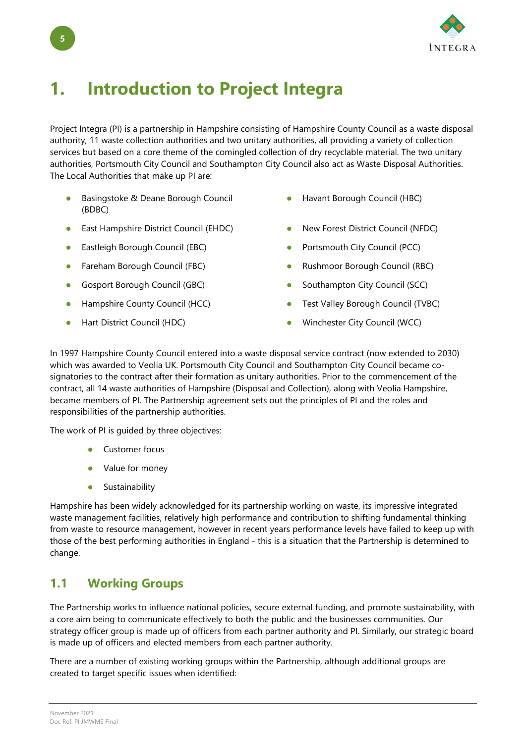# 1. Introduction to Project Integra

Project Integra (PI) is a partnership in Hampshire consisting of Hampshire County Council as a waste disposal authority, 11 waste collection authorities and two unitary authorities, all providing a variety of collection services but based on a core theme of the comingled collection of dry recyclable material. The two unitary authorities, Portsmouth City Council and Southampton City Council also act as Waste Disposal Authorities. The Local Authorities that make up PI are:

- Basingstoke & Deane Borough Council (BDBC)
- East Hampshire District Council (EHDC)
- Eastleigh Borough Council (EBC)
- Fareham Borough Council (FBC)
- Gosport Borough Council (GBC)
- Hampshire County Council (HCC)
- Hart District Council (HDC)
- Havant Borough Council (HBC)
- New Forest District Council (NFDC)
- Portsmouth City Council (PCC)
- Rushmoor Borough Council (RBC)
- Southampton City Council (SCC)
- Test Valley Borough Council (TVBC)
- Winchester City Council (WCC)

In 1997 Hampshire County Council entered into a waste disposal service contract (now extended to 2030) which was awarded to Veolia UK. Portsmouth City Council and Southampton City Council became co-signatories to the contract after their formation as unitary authorities. Prior to the commencement of the contract, all 14 waste authorities of Hampshire (Disposal and Collection), along with Veolia Hampshire, became members of PI. The Partnership agreement sets out the principles of PI and the roles and responsibilities of the partnership authorities.

The work of PI is guided by three objectives:

- Customer focus
- Value for money
- Sustainability

Hampshire has been widely acknowledged for its partnership working on waste, its impressive integrated waste management facilities, relatively high performance and contribution to shifting fundamental thinking from waste to resource management, however in recent years performance levels have failed to keep up with those of the best performing authorities in England - this is a situation that the Partnership is determined to change.

## 1.1 Working Groups

The Partnership works to influence national policies, secure external funding, and promote sustainability, with a core aim being to communicate effectively to both the public and the businesses communities. Our strategy officer group is made up of officers from each partner authority and PI. Similarly, our strategic board is made up of officers and elected members from each partner authority.

There are a number of existing working groups within the Partnership, although additional groups are created to target specific issues when identified: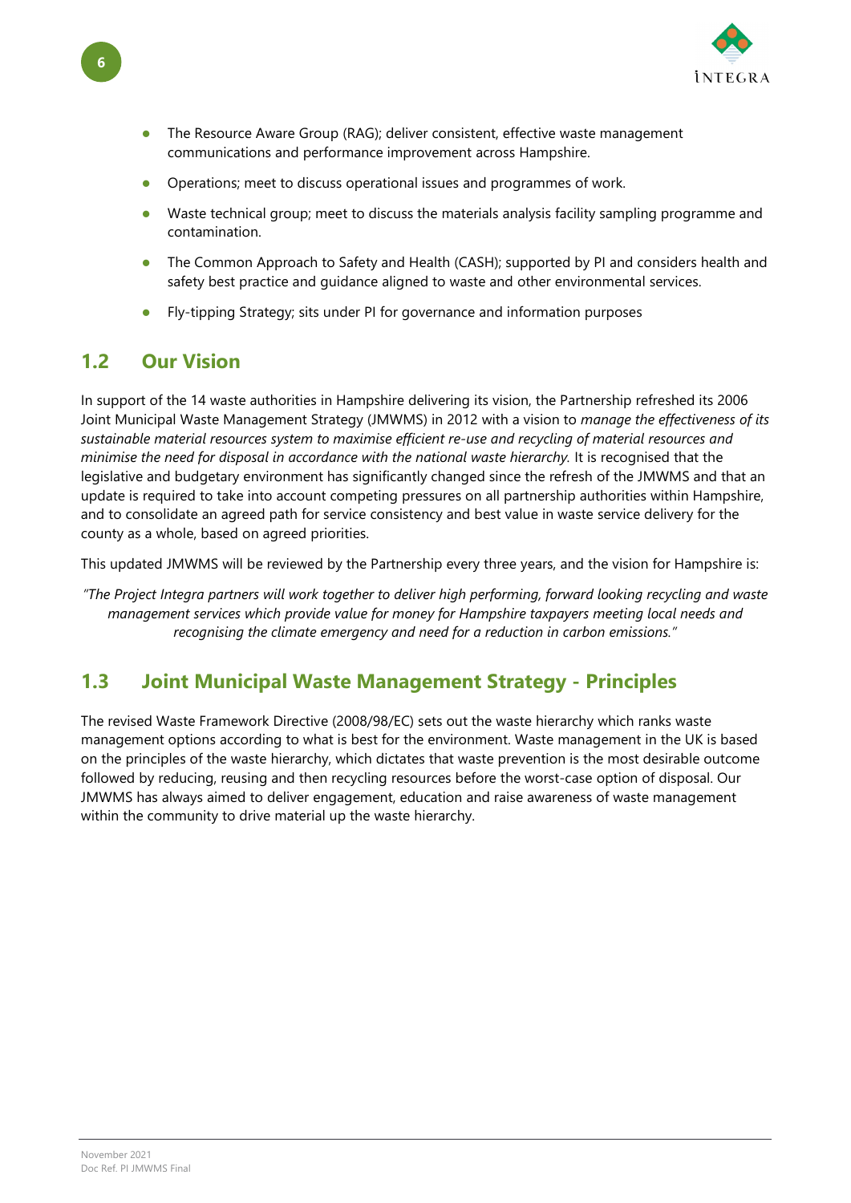- The Resource Aware Group (RAG); deliver consistent, effective waste management communications and performance improvement across Hampshire.
- Operations; meet to discuss operational issues and programmes of work.
- Waste technical group; meet to discuss the materials analysis facility sampling programme and contamination.
- The Common Approach to Safety and Health (CASH); supported by PI and considers health and safety best practice and guidance aligned to waste and other environmental services.
- Fly-tipping Strategy; sits under PI for governance and information purposes

## 1.2 Our Vision

In support of the 14 waste authorities in Hampshire delivering its vision, the Partnership refreshed its 2006 Joint Municipal Waste Management Strategy (JMWMS) in 2012 with a vision to *manage the effectiveness of its sustainable material resources system to maximise efficient re-use and recycling of material resources and minimise the need for disposal in accordance with the national waste hierarchy.* It is recognised that the legislative and budgetary environment has significantly changed since the refresh of the JMWMS and that an update is required to take into account competing pressures on all partnership authorities within Hampshire, and to consolidate an agreed path for service consistency and best value in waste service delivery for the county as a whole, based on agreed priorities.

This updated JMWMS will be reviewed by the Partnership every three years, and the vision for Hampshire is:

*"The Project Integra partners will work together to deliver high performing, forward looking recycling and waste management services which provide value for money for Hampshire taxpayers meeting local needs and recognising the climate emergency and need for a reduction in carbon emissions."*

## 1.3 Joint Municipal Waste Management Strategy - Principles

The revised Waste Framework Directive (2008/98/EC) sets out the waste hierarchy which ranks waste management options according to what is best for the environment. Waste management in the UK is based on the principles of the waste hierarchy, which dictates that waste prevention is the most desirable outcome followed by reducing, reusing and then recycling resources before the worst-case option of disposal. Our JMWMS has always aimed to deliver engagement, education and raise awareness of waste management within the community to drive material up the waste hierarchy.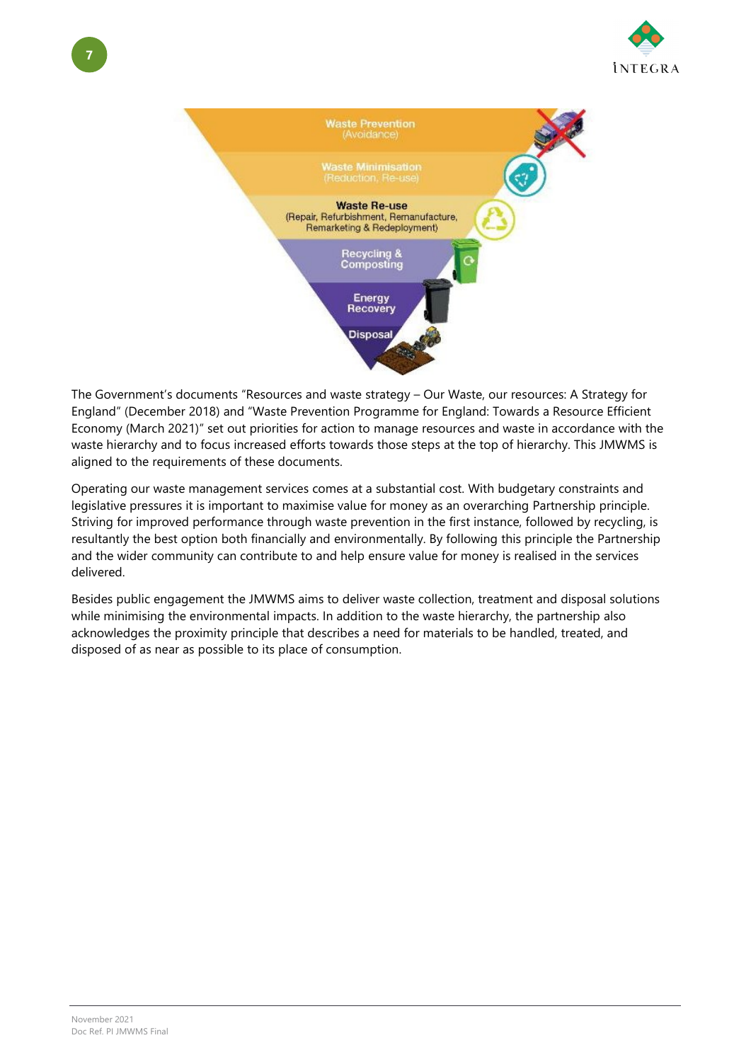Waste Prevention
(Avoidance)

Waste Minimisation
(Reduction, Re-use)

**Waste Re-use**
(Repair, Refurbishment, Remanufacture, Remarketing & Redeployment)

Recycling & Composting

Energy Recovery

Disposal

The Government's documents "Resources and waste strategy – Our Waste, our resources: A Strategy for England" (December 2018) and "Waste Prevention Programme for England: Towards a Resource Efficient Economy (March 2021)" set out priorities for action to manage resources and waste in accordance with the waste hierarchy and to focus increased efforts towards those steps at the top of hierarchy. This JMWMS is aligned to the requirements of these documents.

Operating our waste management services comes at a substantial cost. With budgetary constraints and legislative pressures it is important to maximise value for money as an overarching Partnership principle. Striving for improved performance through waste prevention in the first instance, followed by recycling, is resultantly the best option both financially and environmentally. By following this principle the Partnership and the wider community can contribute to and help ensure value for money is realised in the services delivered.

Besides public engagement the JMWMS aims to deliver waste collection, treatment and disposal solutions while minimising the environmental impacts. In addition to the waste hierarchy, the partnership also acknowledges the proximity principle that describes a need for materials to be handled, treated, and disposed of as near as possible to its place of consumption.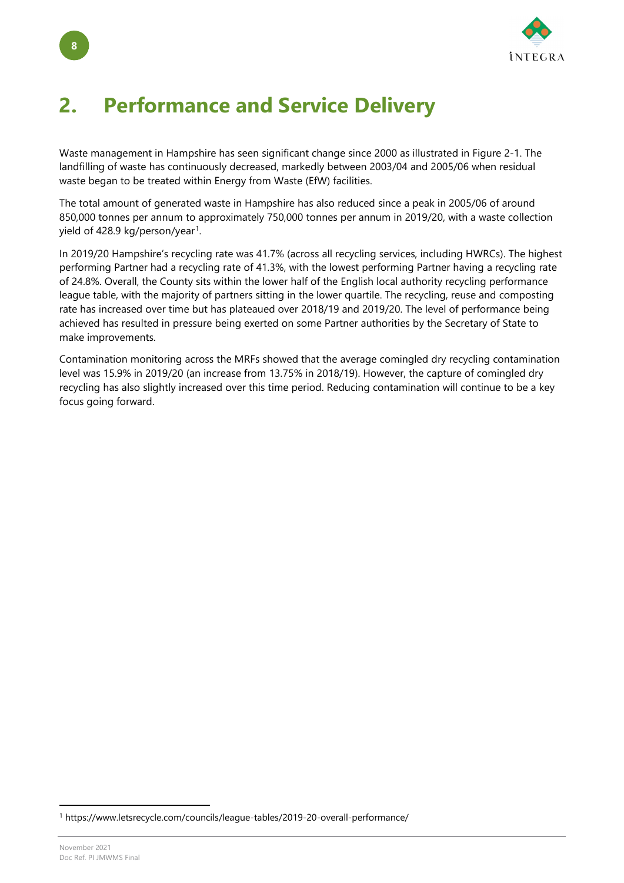# 2. Performance and Service Delivery

Waste management in Hampshire has seen significant change since 2000 as illustrated in Figure 2-1. The landfilling of waste has continuously decreased, markedly between 2003/04 and 2005/06 when residual waste began to be treated within Energy from Waste (EfW) facilities.

The total amount of generated waste in Hampshire has also reduced since a peak in 2005/06 of around 850,000 tonnes per annum to approximately 750,000 tonnes per annum in 2019/20, with a waste collection yield of 428.9 kg/person/year[1].

In 2019/20 Hampshire's recycling rate was 41.7% (across all recycling services, including HWRCs). The highest performing Partner had a recycling rate of 41.3%, with the lowest performing Partner having a recycling rate of 24.8%. Overall, the County sits within the lower half of the English local authority recycling performance league table, with the majority of partners sitting in the lower quartile. The recycling, reuse and composting rate has increased over time but has plateaued over 2018/19 and 2019/20. The level of performance being achieved has resulted in pressure being exerted on some Partner authorities by the Secretary of State to make improvements.

Contamination monitoring across the MRFs showed that the average comingled dry recycling contamination level was 15.9% in 2019/20 (an increase from 13.75% in 2018/19). However, the capture of comingled dry recycling has also slightly increased over this time period. Reducing contamination will continue to be a key focus going forward.

[1] https://www.letsrecycle.com/councils/league-tables/2019-20-overall-performance/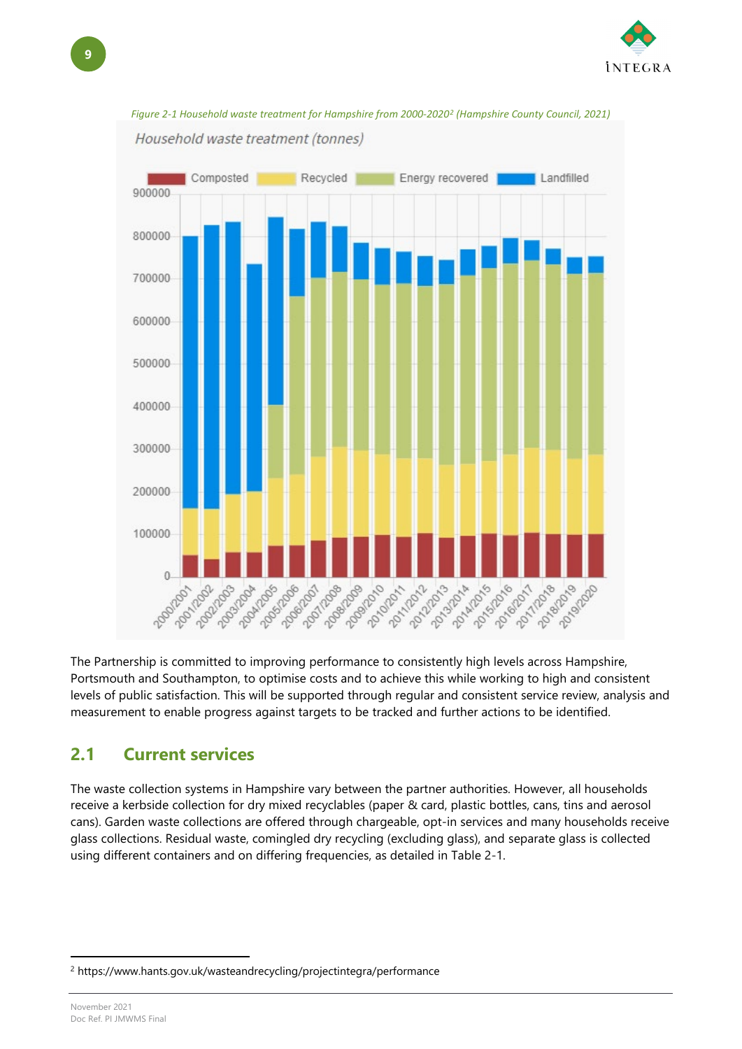*Figure 2-1 Household waste treatment for Hampshire from 2000-2020[2] (Hampshire County Council, 2021)*

The Partnership is committed to improving performance to consistently high levels across Hampshire, Portsmouth and Southampton, to optimise costs and to achieve this while working to high and consistent levels of public satisfaction. This will be supported through regular and consistent service review, analysis and measurement to enable progress against targets to be tracked and further actions to be identified.

## 2.1 Current services

The waste collection systems in Hampshire vary between the partner authorities. However, all households receive a kerbside collection for dry mixed recyclables (paper & card, plastic bottles, cans, tins and aerosol cans). Garden waste collections are offered through chargeable, opt-in services and many households receive glass collections. Residual waste, comingled dry recycling (excluding glass), and separate glass is collected using different containers and on differing frequencies, as detailed in Table 2-1.

[2] https://www.hants.gov.uk/wasteandrecycling/projectintegra/performance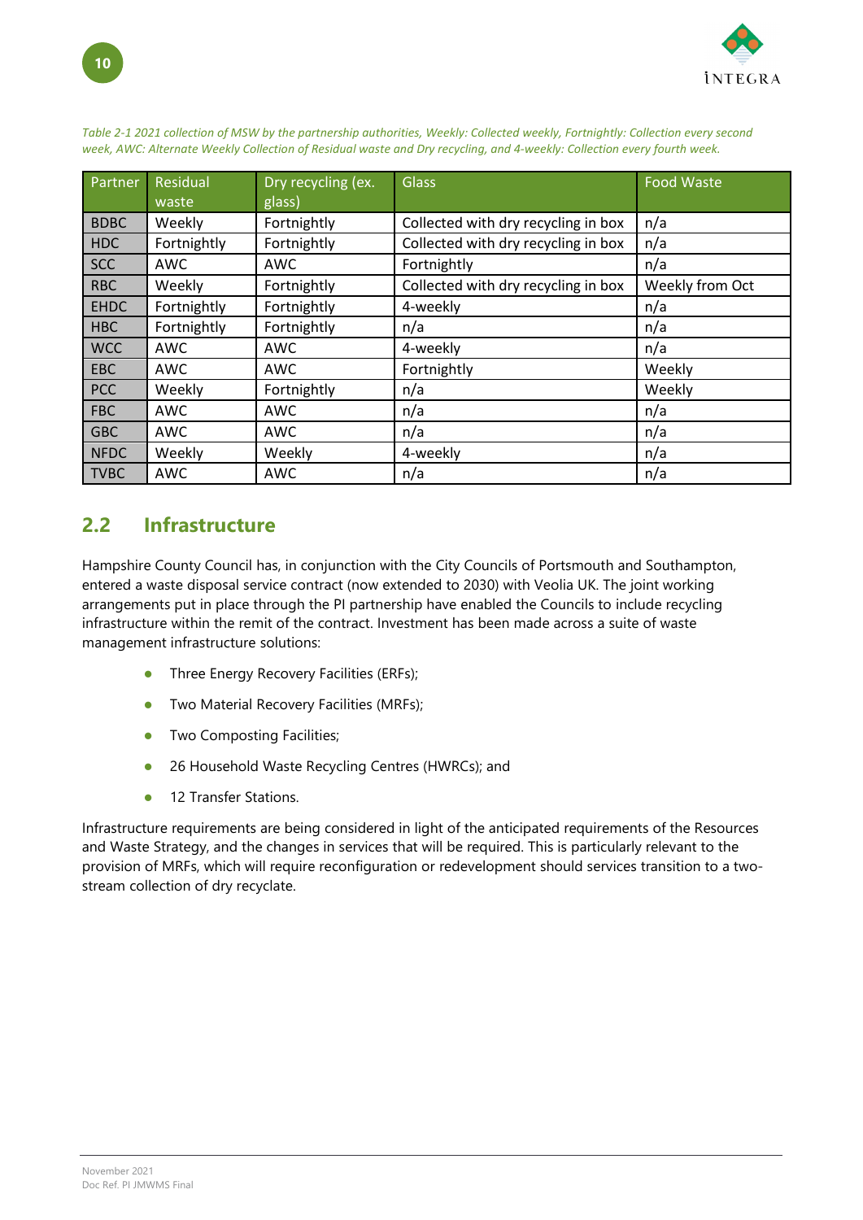*Table 2-1 2021 collection of MSW by the partnership authorities, Weekly: Collected weekly, Fortnightly: Collection every second week, AWC: Alternate Weekly Collection of Residual waste and Dry recycling, and 4-weekly: Collection every fourth week.*

| Partner | Residual waste | Dry recycling (ex. glass) | Glass | Food Waste |
|---|---|---|---|---|
| BDBC | Weekly | Fortnightly | Collected with dry recycling in box | n/a |
| HDC | Fortnightly | Fortnightly | Collected with dry recycling in box | n/a |
| SCC | AWC | AWC | Fortnightly | n/a |
| RBC | Weekly | Fortnightly | Collected with dry recycling in box | Weekly from Oct |
| EHDC | Fortnightly | Fortnightly | 4-weekly | n/a |
| HBC | Fortnightly | Fortnightly | n/a | n/a |
| WCC | AWC | AWC | 4-weekly | n/a |
| EBC | AWC | AWC | Fortnightly | Weekly |
| PCC | Weekly | Fortnightly | n/a | Weekly |
| FBC | AWC | AWC | n/a | n/a |
| GBC | AWC | AWC | n/a | n/a |
| NFDC | Weekly | Weekly | 4-weekly | n/a |
| TVBC | AWC | AWC | n/a | n/a |

## 2.2 Infrastructure

Hampshire County Council has, in conjunction with the City Councils of Portsmouth and Southampton, entered a waste disposal service contract (now extended to 2030) with Veolia UK. The joint working arrangements put in place through the PI partnership have enabled the Councils to include recycling infrastructure within the remit of the contract. Investment has been made across a suite of waste management infrastructure solutions:

- Three Energy Recovery Facilities (ERFs);
- Two Material Recovery Facilities (MRFs);
- Two Composting Facilities;
- 26 Household Waste Recycling Centres (HWRCs); and
- 12 Transfer Stations.

Infrastructure requirements are being considered in light of the anticipated requirements of the Resources and Waste Strategy, and the changes in services that will be required. This is particularly relevant to the provision of MRFs, which will require reconfiguration or redevelopment should services transition to a two-stream collection of dry recyclate.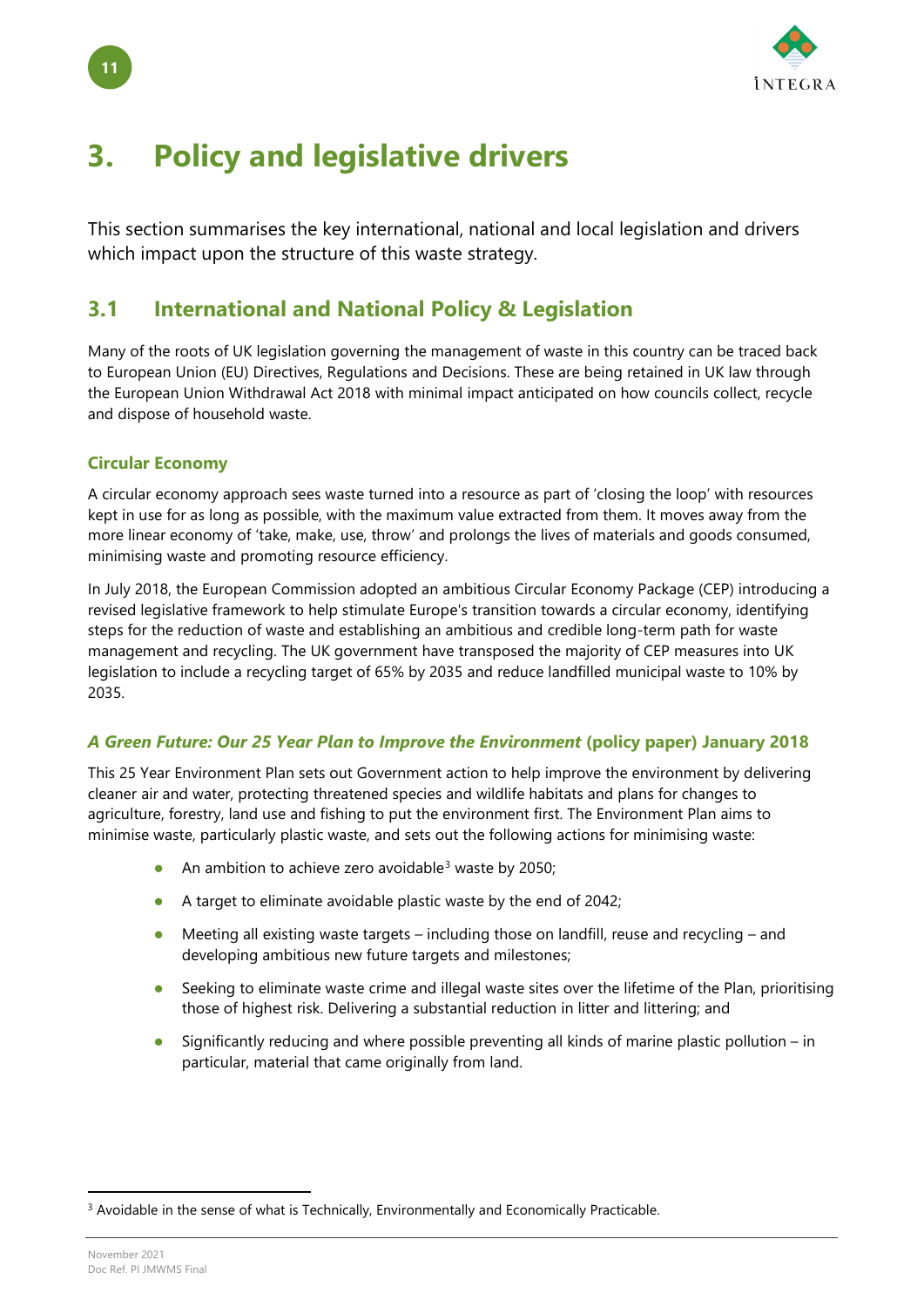# 3. Policy and legislative drivers

This section summarises the key international, national and local legislation and drivers which impact upon the structure of this waste strategy.

## 3.1 International and National Policy & Legislation

Many of the roots of UK legislation governing the management of waste in this country can be traced back to European Union (EU) Directives, Regulations and Decisions. These are being retained in UK law through the European Union Withdrawal Act 2018 with minimal impact anticipated on how councils collect, recycle and dispose of household waste.

### Circular Economy

A circular economy approach sees waste turned into a resource as part of 'closing the loop' with resources kept in use for as long as possible, with the maximum value extracted from them. It moves away from the more linear economy of 'take, make, use, throw' and prolongs the lives of materials and goods consumed, minimising waste and promoting resource efficiency.

In July 2018, the European Commission adopted an ambitious Circular Economy Package (CEP) introducing a revised legislative framework to help stimulate Europe's transition towards a circular economy, identifying steps for the reduction of waste and establishing an ambitious and credible long-term path for waste management and recycling. The UK government have transposed the majority of CEP measures into UK legislation to include a recycling target of 65% by 2035 and reduce landfilled municipal waste to 10% by 2035.

### *A Green Future: Our 25 Year Plan to Improve the Environment* (policy paper) January 2018

This 25 Year Environment Plan sets out Government action to help improve the environment by delivering cleaner air and water, protecting threatened species and wildlife habitats and plans for changes to agriculture, forestry, land use and fishing to put the environment first. The Environment Plan aims to minimise waste, particularly plastic waste, and sets out the following actions for minimising waste:

- An ambition to achieve zero avoidable[3] waste by 2050;
- A target to eliminate avoidable plastic waste by the end of 2042;
- Meeting all existing waste targets – including those on landfill, reuse and recycling – and developing ambitious new future targets and milestones;
- Seeking to eliminate waste crime and illegal waste sites over the lifetime of the Plan, prioritising those of highest risk. Delivering a substantial reduction in litter and littering; and
- Significantly reducing and where possible preventing all kinds of marine plastic pollution – in particular, material that came originally from land.

[3] Avoidable in the sense of what is Technically, Environmentally and Economically Practicable.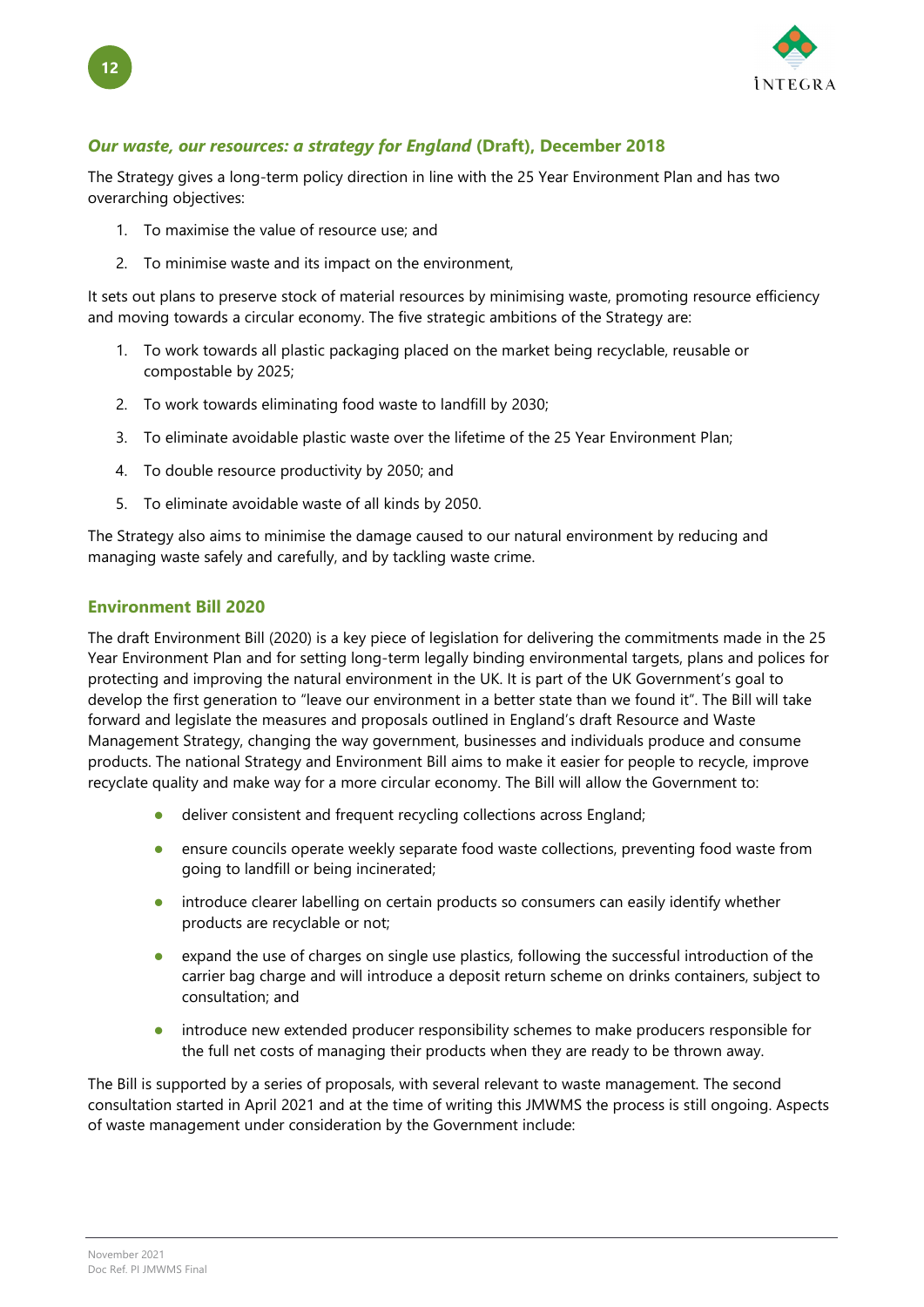### *Our waste, our resources: a strategy for England* (Draft), December 2018

The Strategy gives a long-term policy direction in line with the 25 Year Environment Plan and has two overarching objectives:

1. To maximise the value of resource use; and
2. To minimise waste and its impact on the environment,

It sets out plans to preserve stock of material resources by minimising waste, promoting resource efficiency and moving towards a circular economy. The five strategic ambitions of the Strategy are:

1. To work towards all plastic packaging placed on the market being recyclable, reusable or compostable by 2025;
2. To work towards eliminating food waste to landfill by 2030;
3. To eliminate avoidable plastic waste over the lifetime of the 25 Year Environment Plan;
4. To double resource productivity by 2050; and
5. To eliminate avoidable waste of all kinds by 2050.

The Strategy also aims to minimise the damage caused to our natural environment by reducing and managing waste safely and carefully, and by tackling waste crime.

### Environment Bill 2020

The draft Environment Bill (2020) is a key piece of legislation for delivering the commitments made in the 25 Year Environment Plan and for setting long-term legally binding environmental targets, plans and polices for protecting and improving the natural environment in the UK. It is part of the UK Government's goal to develop the first generation to "leave our environment in a better state than we found it". The Bill will take forward and legislate the measures and proposals outlined in England's draft Resource and Waste Management Strategy, changing the way government, businesses and individuals produce and consume products. The national Strategy and Environment Bill aims to make it easier for people to recycle, improve recyclate quality and make way for a more circular economy. The Bill will allow the Government to:

- deliver consistent and frequent recycling collections across England;
- ensure councils operate weekly separate food waste collections, preventing food waste from going to landfill or being incinerated;
- introduce clearer labelling on certain products so consumers can easily identify whether products are recyclable or not;
- expand the use of charges on single use plastics, following the successful introduction of the carrier bag charge and will introduce a deposit return scheme on drinks containers, subject to consultation; and
- introduce new extended producer responsibility schemes to make producers responsible for the full net costs of managing their products when they are ready to be thrown away.

The Bill is supported by a series of proposals, with several relevant to waste management. The second consultation started in April 2021 and at the time of writing this JMWMS the process is still ongoing. Aspects of waste management under consideration by the Government include: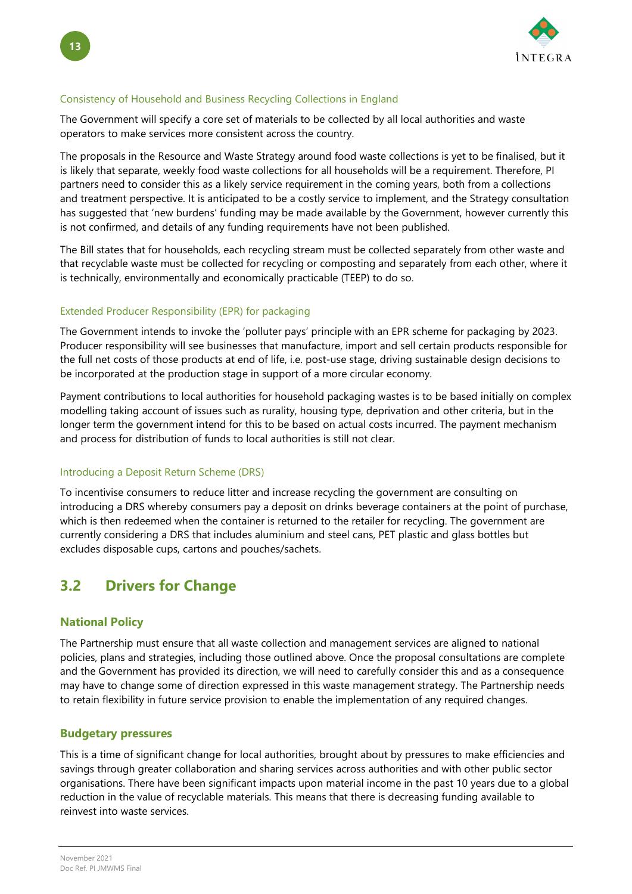### Consistency of Household and Business Recycling Collections in England

The Government will specify a core set of materials to be collected by all local authorities and waste operators to make services more consistent across the country.

The proposals in the Resource and Waste Strategy around food waste collections is yet to be finalised, but it is likely that separate, weekly food waste collections for all households will be a requirement. Therefore, PI partners need to consider this as a likely service requirement in the coming years, both from a collections and treatment perspective. It is anticipated to be a costly service to implement, and the Strategy consultation has suggested that 'new burdens' funding may be made available by the Government, however currently this is not confirmed, and details of any funding requirements have not been published.

The Bill states that for households, each recycling stream must be collected separately from other waste and that recyclable waste must be collected for recycling or composting and separately from each other, where it is technically, environmentally and economically practicable (TEEP) to do so.

### Extended Producer Responsibility (EPR) for packaging

The Government intends to invoke the 'polluter pays' principle with an EPR scheme for packaging by 2023. Producer responsibility will see businesses that manufacture, import and sell certain products responsible for the full net costs of those products at end of life, i.e. post-use stage, driving sustainable design decisions to be incorporated at the production stage in support of a more circular economy.

Payment contributions to local authorities for household packaging wastes is to be based initially on complex modelling taking account of issues such as rurality, housing type, deprivation and other criteria, but in the longer term the government intend for this to be based on actual costs incurred. The payment mechanism and process for distribution of funds to local authorities is still not clear.

### Introducing a Deposit Return Scheme (DRS)

To incentivise consumers to reduce litter and increase recycling the government are consulting on introducing a DRS whereby consumers pay a deposit on drinks beverage containers at the point of purchase, which is then redeemed when the container is returned to the retailer for recycling. The government are currently considering a DRS that includes aluminium and steel cans, PET plastic and glass bottles but excludes disposable cups, cartons and pouches/sachets.

## 3.2 Drivers for Change

### National Policy

The Partnership must ensure that all waste collection and management services are aligned to national policies, plans and strategies, including those outlined above. Once the proposal consultations are complete and the Government has provided its direction, we will need to carefully consider this and as a consequence may have to change some of direction expressed in this waste management strategy. The Partnership needs to retain flexibility in future service provision to enable the implementation of any required changes.

### Budgetary pressures

This is a time of significant change for local authorities, brought about by pressures to make efficiencies and savings through greater collaboration and sharing services across authorities and with other public sector organisations. There have been significant impacts upon material income in the past 10 years due to a global reduction in the value of recyclable materials. This means that there is decreasing funding available to reinvest into waste services.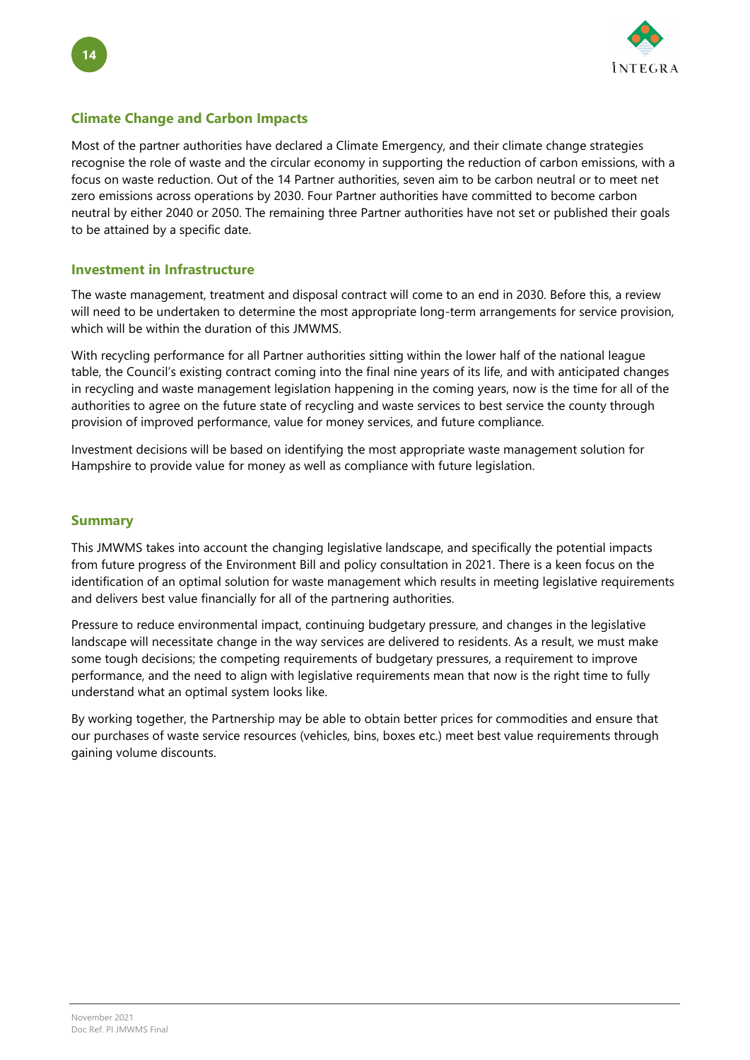## Climate Change and Carbon Impacts

Most of the partner authorities have declared a Climate Emergency, and their climate change strategies recognise the role of waste and the circular economy in supporting the reduction of carbon emissions, with a focus on waste reduction. Out of the 14 Partner authorities, seven aim to be carbon neutral or to meet net zero emissions across operations by 2030. Four Partner authorities have committed to become carbon neutral by either 2040 or 2050. The remaining three Partner authorities have not set or published their goals to be attained by a specific date.

## Investment in Infrastructure

The waste management, treatment and disposal contract will come to an end in 2030. Before this, a review will need to be undertaken to determine the most appropriate long-term arrangements for service provision, which will be within the duration of this JMWMS.

With recycling performance for all Partner authorities sitting within the lower half of the national league table, the Council's existing contract coming into the final nine years of its life, and with anticipated changes in recycling and waste management legislation happening in the coming years, now is the time for all of the authorities to agree on the future state of recycling and waste services to best service the county through provision of improved performance, value for money services, and future compliance.

Investment decisions will be based on identifying the most appropriate waste management solution for Hampshire to provide value for money as well as compliance with future legislation.

## Summary

This JMWMS takes into account the changing legislative landscape, and specifically the potential impacts from future progress of the Environment Bill and policy consultation in 2021. There is a keen focus on the identification of an optimal solution for waste management which results in meeting legislative requirements and delivers best value financially for all of the partnering authorities.

Pressure to reduce environmental impact, continuing budgetary pressure, and changes in the legislative landscape will necessitate change in the way services are delivered to residents. As a result, we must make some tough decisions; the competing requirements of budgetary pressures, a requirement to improve performance, and the need to align with legislative requirements mean that now is the right time to fully understand what an optimal system looks like.

By working together, the Partnership may be able to obtain better prices for commodities and ensure that our purchases of waste service resources (vehicles, bins, boxes etc.) meet best value requirements through gaining volume discounts.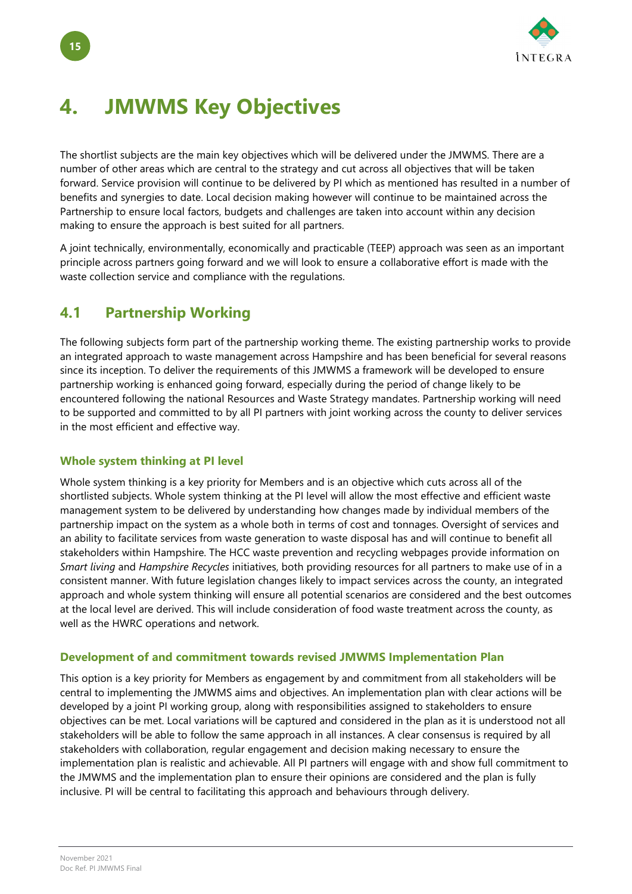# 4. JMWMS Key Objectives

The shortlist subjects are the main key objectives which will be delivered under the JMWMS. There are a number of other areas which are central to the strategy and cut across all objectives that will be taken forward. Service provision will continue to be delivered by PI which as mentioned has resulted in a number of benefits and synergies to date. Local decision making however will continue to be maintained across the Partnership to ensure local factors, budgets and challenges are taken into account within any decision making to ensure the approach is best suited for all partners.

A joint technically, environmentally, economically and practicable (TEEP) approach was seen as an important principle across partners going forward and we will look to ensure a collaborative effort is made with the waste collection service and compliance with the regulations.

## 4.1 Partnership Working

The following subjects form part of the partnership working theme. The existing partnership works to provide an integrated approach to waste management across Hampshire and has been beneficial for several reasons since its inception. To deliver the requirements of this JMWMS a framework will be developed to ensure partnership working is enhanced going forward, especially during the period of change likely to be encountered following the national Resources and Waste Strategy mandates. Partnership working will need to be supported and committed to by all PI partners with joint working across the county to deliver services in the most efficient and effective way.

### Whole system thinking at PI level

Whole system thinking is a key priority for Members and is an objective which cuts across all of the shortlisted subjects. Whole system thinking at the PI level will allow the most effective and efficient waste management system to be delivered by understanding how changes made by individual members of the partnership impact on the system as a whole both in terms of cost and tonnages. Oversight of services and an ability to facilitate services from waste generation to waste disposal has and will continue to benefit all stakeholders within Hampshire. The HCC waste prevention and recycling webpages provide information on *Smart living* and *Hampshire Recycles* initiatives, both providing resources for all partners to make use of in a consistent manner. With future legislation changes likely to impact services across the county, an integrated approach and whole system thinking will ensure all potential scenarios are considered and the best outcomes at the local level are derived. This will include consideration of food waste treatment across the county, as well as the HWRC operations and network.

### Development of and commitment towards revised JMWMS Implementation Plan

This option is a key priority for Members as engagement by and commitment from all stakeholders will be central to implementing the JMWMS aims and objectives. An implementation plan with clear actions will be developed by a joint PI working group, along with responsibilities assigned to stakeholders to ensure objectives can be met. Local variations will be captured and considered in the plan as it is understood not all stakeholders will be able to follow the same approach in all instances. A clear consensus is required by all stakeholders with collaboration, regular engagement and decision making necessary to ensure the implementation plan is realistic and achievable. All PI partners will engage with and show full commitment to the JMWMS and the implementation plan to ensure their opinions are considered and the plan is fully inclusive. PI will be central to facilitating this approach and behaviours through delivery.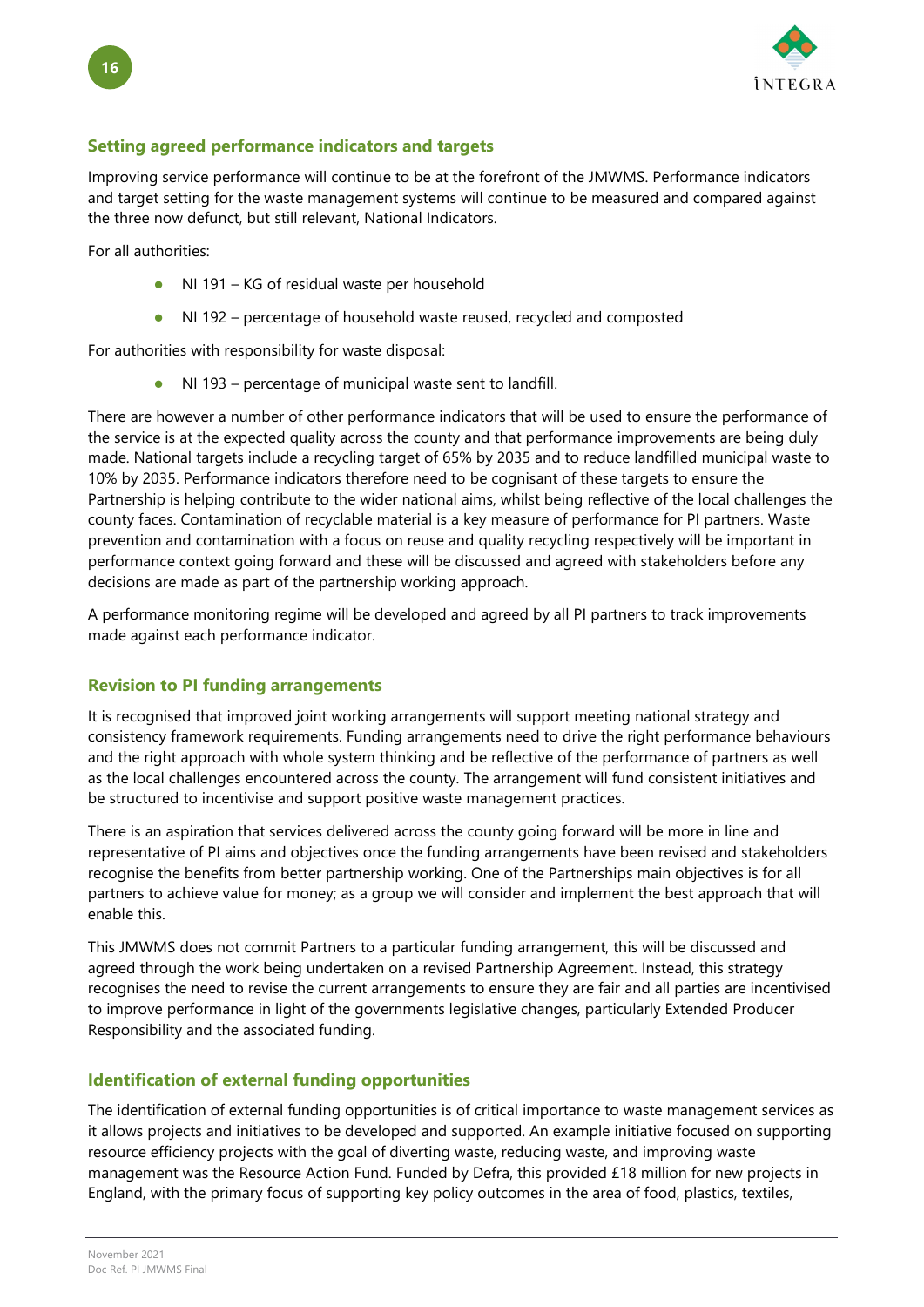## Setting agreed performance indicators and targets

Improving service performance will continue to be at the forefront of the JMWMS. Performance indicators and target setting for the waste management systems will continue to be measured and compared against the three now defunct, but still relevant, National Indicators.

For all authorities:

- NI 191 – KG of residual waste per household
- NI 192 – percentage of household waste reused, recycled and composted

For authorities with responsibility for waste disposal:

- NI 193 – percentage of municipal waste sent to landfill.

There are however a number of other performance indicators that will be used to ensure the performance of the service is at the expected quality across the county and that performance improvements are being duly made. National targets include a recycling target of 65% by 2035 and to reduce landfilled municipal waste to 10% by 2035. Performance indicators therefore need to be cognisant of these targets to ensure the Partnership is helping contribute to the wider national aims, whilst being reflective of the local challenges the county faces. Contamination of recyclable material is a key measure of performance for PI partners. Waste prevention and contamination with a focus on reuse and quality recycling respectively will be important in performance context going forward and these will be discussed and agreed with stakeholders before any decisions are made as part of the partnership working approach.

A performance monitoring regime will be developed and agreed by all PI partners to track improvements made against each performance indicator.

## Revision to PI funding arrangements

It is recognised that improved joint working arrangements will support meeting national strategy and consistency framework requirements. Funding arrangements need to drive the right performance behaviours and the right approach with whole system thinking and be reflective of the performance of partners as well as the local challenges encountered across the county. The arrangement will fund consistent initiatives and be structured to incentivise and support positive waste management practices.

There is an aspiration that services delivered across the county going forward will be more in line and representative of PI aims and objectives once the funding arrangements have been revised and stakeholders recognise the benefits from better partnership working. One of the Partnerships main objectives is for all partners to achieve value for money; as a group we will consider and implement the best approach that will enable this.

This JMWMS does not commit Partners to a particular funding arrangement, this will be discussed and agreed through the work being undertaken on a revised Partnership Agreement. Instead, this strategy recognises the need to revise the current arrangements to ensure they are fair and all parties are incentivised to improve performance in light of the governments legislative changes, particularly Extended Producer Responsibility and the associated funding.

## Identification of external funding opportunities

The identification of external funding opportunities is of critical importance to waste management services as it allows projects and initiatives to be developed and supported. An example initiative focused on supporting resource efficiency projects with the goal of diverting waste, reducing waste, and improving waste management was the Resource Action Fund. Funded by Defra, this provided £18 million for new projects in England, with the primary focus of supporting key policy outcomes in the area of food, plastics, textiles,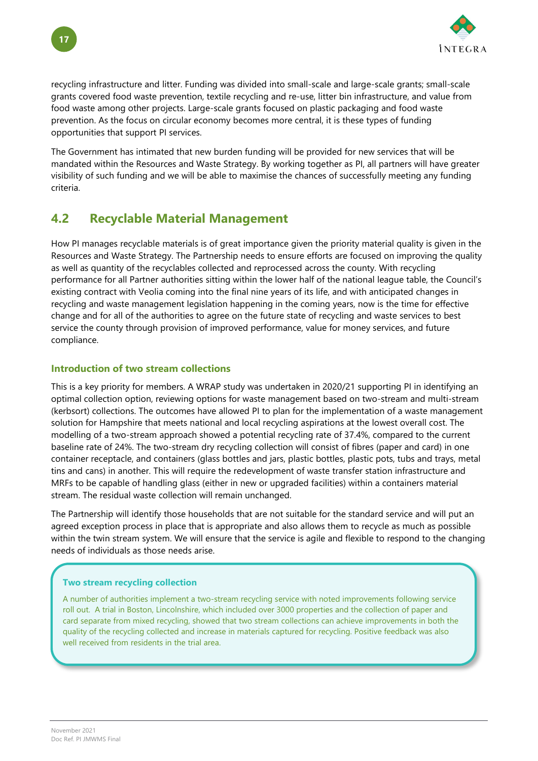recycling infrastructure and litter. Funding was divided into small-scale and large-scale grants; small-scale grants covered food waste prevention, textile recycling and re-use, litter bin infrastructure, and value from food waste among other projects. Large-scale grants focused on plastic packaging and food waste prevention. As the focus on circular economy becomes more central, it is these types of funding opportunities that support PI services.

The Government has intimated that new burden funding will be provided for new services that will be mandated within the Resources and Waste Strategy. By working together as PI, all partners will have greater visibility of such funding and we will be able to maximise the chances of successfully meeting any funding criteria.

## 4.2 Recyclable Material Management

How PI manages recyclable materials is of great importance given the priority material quality is given in the Resources and Waste Strategy. The Partnership needs to ensure efforts are focused on improving the quality as well as quantity of the recyclables collected and reprocessed across the county. With recycling performance for all Partner authorities sitting within the lower half of the national league table, the Council's existing contract with Veolia coming into the final nine years of its life, and with anticipated changes in recycling and waste management legislation happening in the coming years, now is the time for effective change and for all of the authorities to agree on the future state of recycling and waste services to best service the county through provision of improved performance, value for money services, and future compliance.

### Introduction of two stream collections

This is a key priority for members. A WRAP study was undertaken in 2020/21 supporting PI in identifying an optimal collection option, reviewing options for waste management based on two-stream and multi-stream (kerbsort) collections. The outcomes have allowed PI to plan for the implementation of a waste management solution for Hampshire that meets national and local recycling aspirations at the lowest overall cost. The modelling of a two-stream approach showed a potential recycling rate of 37.4%, compared to the current baseline rate of 24%. The two-stream dry recycling collection will consist of fibres (paper and card) in one container receptacle, and containers (glass bottles and jars, plastic bottles, plastic pots, tubs and trays, metal tins and cans) in another. This will require the redevelopment of waste transfer station infrastructure and MRFs to be capable of handling glass (either in new or upgraded facilities) within a containers material stream. The residual waste collection will remain unchanged.

The Partnership will identify those households that are not suitable for the standard service and will put an agreed exception process in place that is appropriate and also allows them to recycle as much as possible within the twin stream system. We will ensure that the service is agile and flexible to respond to the changing needs of individuals as those needs arise.

> **Two stream recycling collection**
>
> A number of authorities implement a two-stream recycling service with noted improvements following service roll out. A trial in Boston, Lincolnshire, which included over 3000 properties and the collection of paper and card separate from mixed recycling, showed that two stream collections can achieve improvements in both the quality of the recycling collected and increase in materials captured for recycling. Positive feedback was also well received from residents in the trial area.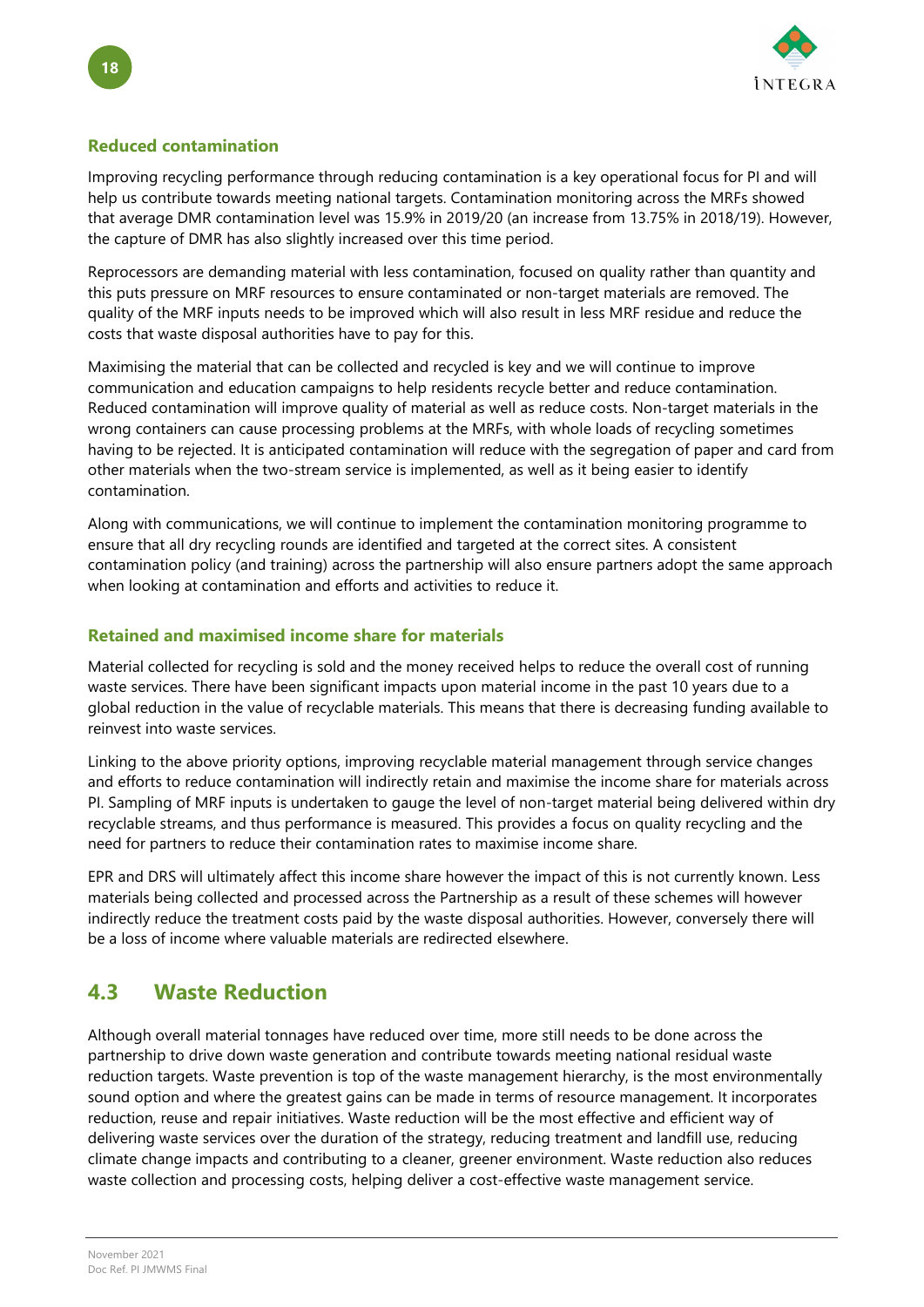### Reduced contamination

Improving recycling performance through reducing contamination is a key operational focus for PI and will help us contribute towards meeting national targets. Contamination monitoring across the MRFs showed that average DMR contamination level was 15.9% in 2019/20 (an increase from 13.75% in 2018/19). However, the capture of DMR has also slightly increased over this time period.

Reprocessors are demanding material with less contamination, focused on quality rather than quantity and this puts pressure on MRF resources to ensure contaminated or non-target materials are removed. The quality of the MRF inputs needs to be improved which will also result in less MRF residue and reduce the costs that waste disposal authorities have to pay for this.

Maximising the material that can be collected and recycled is key and we will continue to improve communication and education campaigns to help residents recycle better and reduce contamination. Reduced contamination will improve quality of material as well as reduce costs. Non-target materials in the wrong containers can cause processing problems at the MRFs, with whole loads of recycling sometimes having to be rejected. It is anticipated contamination will reduce with the segregation of paper and card from other materials when the two-stream service is implemented, as well as it being easier to identify contamination.

Along with communications, we will continue to implement the contamination monitoring programme to ensure that all dry recycling rounds are identified and targeted at the correct sites. A consistent contamination policy (and training) across the partnership will also ensure partners adopt the same approach when looking at contamination and efforts and activities to reduce it.

### Retained and maximised income share for materials

Material collected for recycling is sold and the money received helps to reduce the overall cost of running waste services. There have been significant impacts upon material income in the past 10 years due to a global reduction in the value of recyclable materials. This means that there is decreasing funding available to reinvest into waste services.

Linking to the above priority options, improving recyclable material management through service changes and efforts to reduce contamination will indirectly retain and maximise the income share for materials across PI. Sampling of MRF inputs is undertaken to gauge the level of non-target material being delivered within dry recyclable streams, and thus performance is measured. This provides a focus on quality recycling and the need for partners to reduce their contamination rates to maximise income share.

EPR and DRS will ultimately affect this income share however the impact of this is not currently known. Less materials being collected and processed across the Partnership as a result of these schemes will however indirectly reduce the treatment costs paid by the waste disposal authorities. However, conversely there will be a loss of income where valuable materials are redirected elsewhere.

## 4.3 Waste Reduction

Although overall material tonnages have reduced over time, more still needs to be done across the partnership to drive down waste generation and contribute towards meeting national residual waste reduction targets. Waste prevention is top of the waste management hierarchy, is the most environmentally sound option and where the greatest gains can be made in terms of resource management. It incorporates reduction, reuse and repair initiatives. Waste reduction will be the most effective and efficient way of delivering waste services over the duration of the strategy, reducing treatment and landfill use, reducing climate change impacts and contributing to a cleaner, greener environment. Waste reduction also reduces waste collection and processing costs, helping deliver a cost-effective waste management service.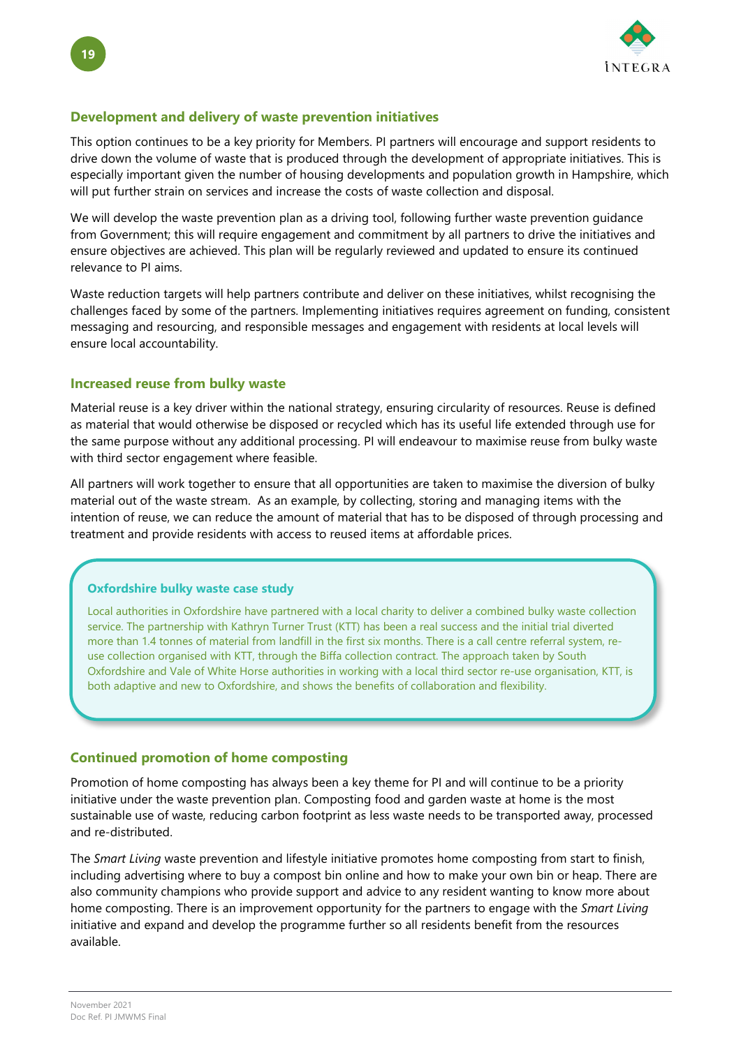### Development and delivery of waste prevention initiatives

This option continues to be a key priority for Members. PI partners will encourage and support residents to drive down the volume of waste that is produced through the development of appropriate initiatives. This is especially important given the number of housing developments and population growth in Hampshire, which will put further strain on services and increase the costs of waste collection and disposal.

We will develop the waste prevention plan as a driving tool, following further waste prevention guidance from Government; this will require engagement and commitment by all partners to drive the initiatives and ensure objectives are achieved. This plan will be regularly reviewed and updated to ensure its continued relevance to PI aims.

Waste reduction targets will help partners contribute and deliver on these initiatives, whilst recognising the challenges faced by some of the partners. Implementing initiatives requires agreement on funding, consistent messaging and resourcing, and responsible messages and engagement with residents at local levels will ensure local accountability.

### Increased reuse from bulky waste

Material reuse is a key driver within the national strategy, ensuring circularity of resources. Reuse is defined as material that would otherwise be disposed or recycled which has its useful life extended through use for the same purpose without any additional processing. PI will endeavour to maximise reuse from bulky waste with third sector engagement where feasible.

All partners will work together to ensure that all opportunities are taken to maximise the diversion of bulky material out of the waste stream. As an example, by collecting, storing and managing items with the intention of reuse, we can reduce the amount of material that has to be disposed of through processing and treatment and provide residents with access to reused items at affordable prices.

#### Oxfordshire bulky waste case study

Local authorities in Oxfordshire have partnered with a local charity to deliver a combined bulky waste collection service. The partnership with Kathryn Turner Trust (KTT) has been a real success and the initial trial diverted more than 1.4 tonnes of material from landfill in the first six months. There is a call centre referral system, re-use collection organised with KTT, through the Biffa collection contract. The approach taken by South Oxfordshire and Vale of White Horse authorities in working with a local third sector re-use organisation, KTT, is both adaptive and new to Oxfordshire, and shows the benefits of collaboration and flexibility.

### Continued promotion of home composting

Promotion of home composting has always been a key theme for PI and will continue to be a priority initiative under the waste prevention plan. Composting food and garden waste at home is the most sustainable use of waste, reducing carbon footprint as less waste needs to be transported away, processed and re-distributed.

The *Smart Living* waste prevention and lifestyle initiative promotes home composting from start to finish, including advertising where to buy a compost bin online and how to make your own bin or heap. There are also community champions who provide support and advice to any resident wanting to know more about home composting. There is an improvement opportunity for the partners to engage with the *Smart Living* initiative and expand and develop the programme further so all residents benefit from the resources available.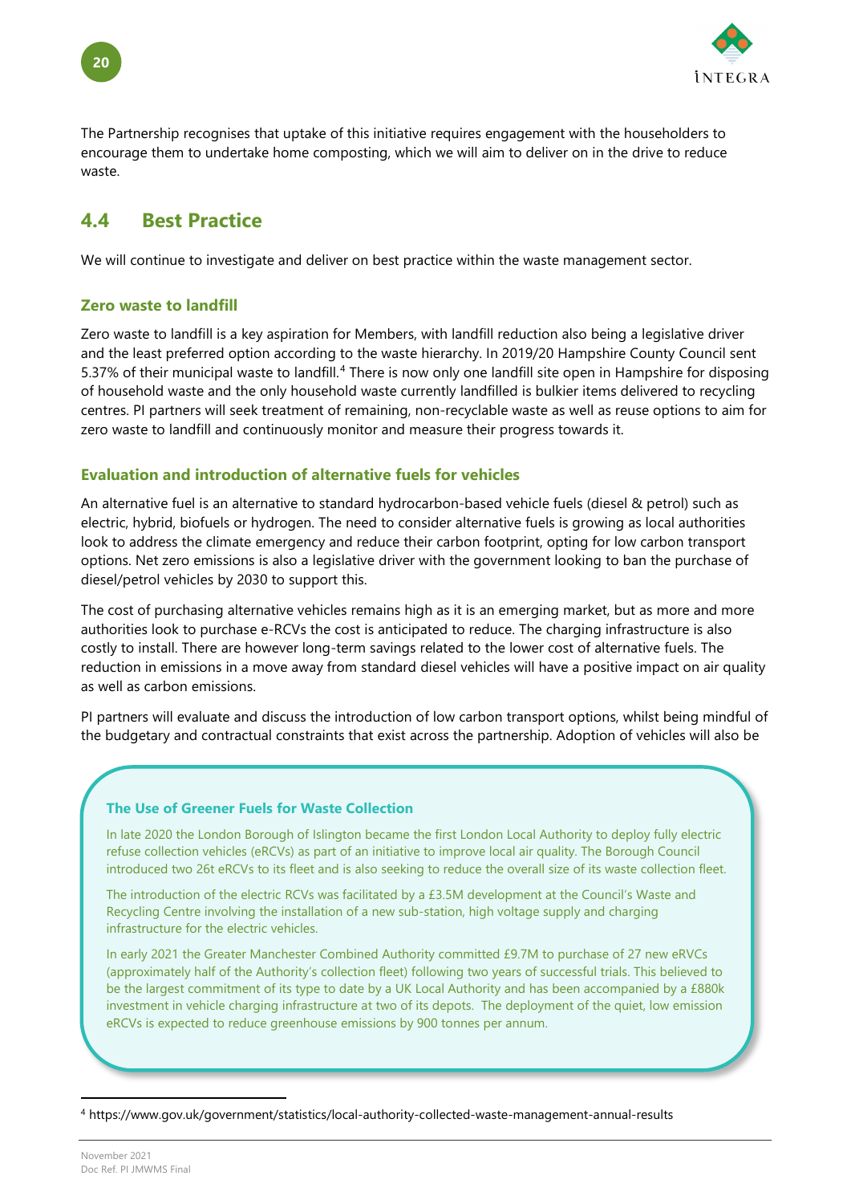The Partnership recognises that uptake of this initiative requires engagement with the householders to encourage them to undertake home composting, which we will aim to deliver on in the drive to reduce waste.

## 4.4 Best Practice

We will continue to investigate and deliver on best practice within the waste management sector.

### Zero waste to landfill

Zero waste to landfill is a key aspiration for Members, with landfill reduction also being a legislative driver and the least preferred option according to the waste hierarchy. In 2019/20 Hampshire County Council sent 5.37% of their municipal waste to landfill.[4] There is now only one landfill site open in Hampshire for disposing of household waste and the only household waste currently landfilled is bulkier items delivered to recycling centres. PI partners will seek treatment of remaining, non-recyclable waste as well as reuse options to aim for zero waste to landfill and continuously monitor and measure their progress towards it.

### Evaluation and introduction of alternative fuels for vehicles

An alternative fuel is an alternative to standard hydrocarbon-based vehicle fuels (diesel & petrol) such as electric, hybrid, biofuels or hydrogen. The need to consider alternative fuels is growing as local authorities look to address the climate emergency and reduce their carbon footprint, opting for low carbon transport options. Net zero emissions is also a legislative driver with the government looking to ban the purchase of diesel/petrol vehicles by 2030 to support this.

The cost of purchasing alternative vehicles remains high as it is an emerging market, but as more and more authorities look to purchase e-RCVs the cost is anticipated to reduce. The charging infrastructure is also costly to install. There are however long-term savings related to the lower cost of alternative fuels. The reduction in emissions in a move away from standard diesel vehicles will have a positive impact on air quality as well as carbon emissions.

PI partners will evaluate and discuss the introduction of low carbon transport options, whilst being mindful of the budgetary and contractual constraints that exist across the partnership. Adoption of vehicles will also be

> **The Use of Greener Fuels for Waste Collection**
>
> In late 2020 the London Borough of Islington became the first London Local Authority to deploy fully electric refuse collection vehicles (eRCVs) as part of an initiative to improve local air quality. The Borough Council introduced two 26t eRCVs to its fleet and is also seeking to reduce the overall size of its waste collection fleet.
>
> The introduction of the electric RCVs was facilitated by a £3.5M development at the Council's Waste and Recycling Centre involving the installation of a new sub-station, high voltage supply and charging infrastructure for the electric vehicles.
>
> In early 2021 the Greater Manchester Combined Authority committed £9.7M to purchase of 27 new eRVCs (approximately half of the Authority's collection fleet) following two years of successful trials. This believed to be the largest commitment of its type to date by a UK Local Authority and has been accompanied by a £880k investment in vehicle charging infrastructure at two of its depots. The deployment of the quiet, low emission eRCVs is expected to reduce greenhouse emissions by 900 tonnes per annum.

[4] https://www.gov.uk/government/statistics/local-authority-collected-waste-management-annual-results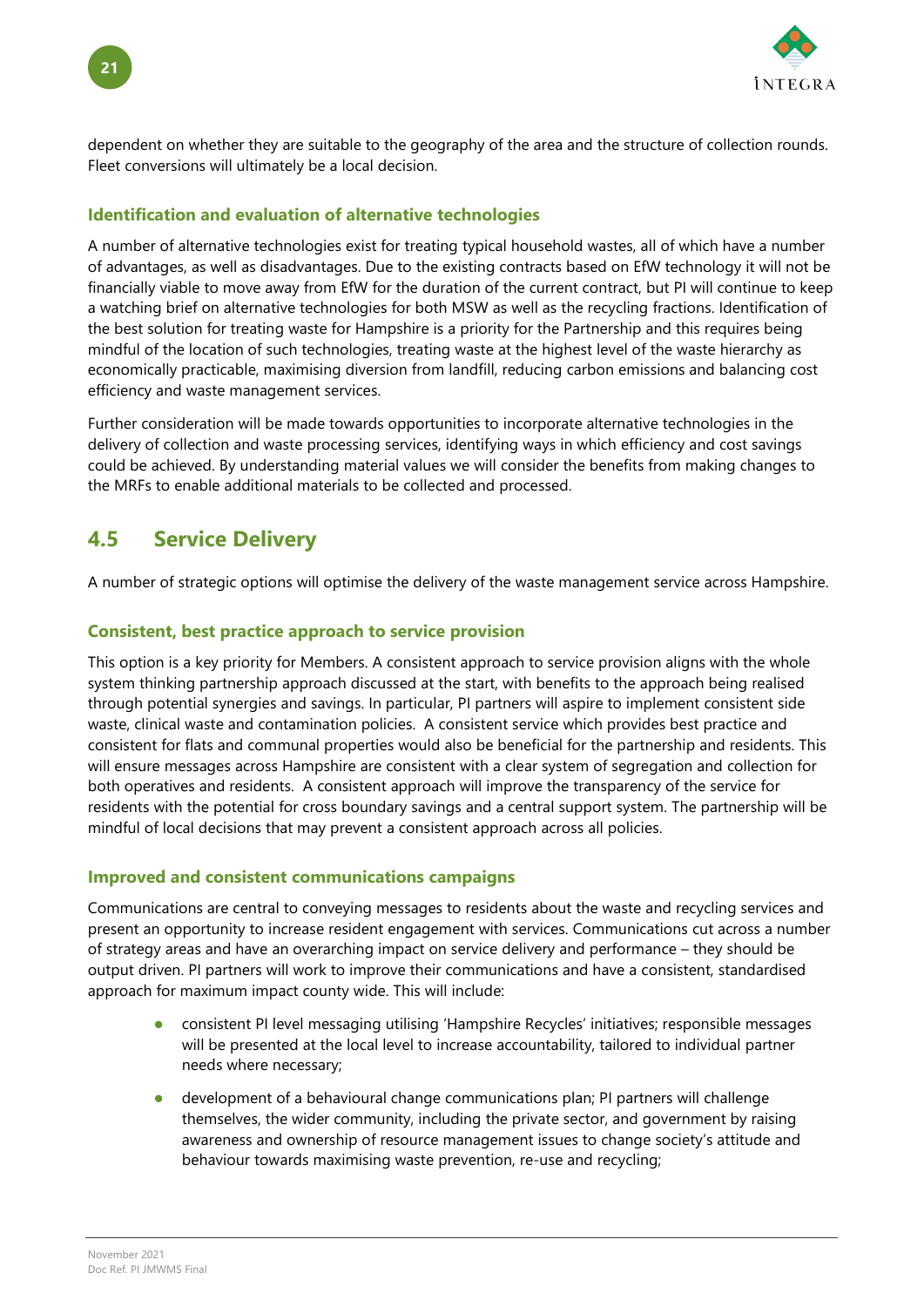dependent on whether they are suitable to the geography of the area and the structure of collection rounds. Fleet conversions will ultimately be a local decision.

### Identification and evaluation of alternative technologies

A number of alternative technologies exist for treating typical household wastes, all of which have a number of advantages, as well as disadvantages. Due to the existing contracts based on EfW technology it will not be financially viable to move away from EfW for the duration of the current contract, but PI will continue to keep a watching brief on alternative technologies for both MSW as well as the recycling fractions. Identification of the best solution for treating waste for Hampshire is a priority for the Partnership and this requires being mindful of the location of such technologies, treating waste at the highest level of the waste hierarchy as economically practicable, maximising diversion from landfill, reducing carbon emissions and balancing cost efficiency and waste management services.

Further consideration will be made towards opportunities to incorporate alternative technologies in the delivery of collection and waste processing services, identifying ways in which efficiency and cost savings could be achieved. By understanding material values we will consider the benefits from making changes to the MRFs to enable additional materials to be collected and processed.

## 4.5 Service Delivery

A number of strategic options will optimise the delivery of the waste management service across Hampshire.

### Consistent, best practice approach to service provision

This option is a key priority for Members. A consistent approach to service provision aligns with the whole system thinking partnership approach discussed at the start, with benefits to the approach being realised through potential synergies and savings. In particular, PI partners will aspire to implement consistent side waste, clinical waste and contamination policies. A consistent service which provides best practice and consistent for flats and communal properties would also be beneficial for the partnership and residents. This will ensure messages across Hampshire are consistent with a clear system of segregation and collection for both operatives and residents. A consistent approach will improve the transparency of the service for residents with the potential for cross boundary savings and a central support system. The partnership will be mindful of local decisions that may prevent a consistent approach across all policies.

### Improved and consistent communications campaigns

Communications are central to conveying messages to residents about the waste and recycling services and present an opportunity to increase resident engagement with services. Communications cut across a number of strategy areas and have an overarching impact on service delivery and performance – they should be output driven. PI partners will work to improve their communications and have a consistent, standardised approach for maximum impact county wide. This will include:

- consistent PI level messaging utilising 'Hampshire Recycles' initiatives; responsible messages will be presented at the local level to increase accountability, tailored to individual partner needs where necessary;
- development of a behavioural change communications plan; PI partners will challenge themselves, the wider community, including the private sector, and government by raising awareness and ownership of resource management issues to change society's attitude and behaviour towards maximising waste prevention, re-use and recycling;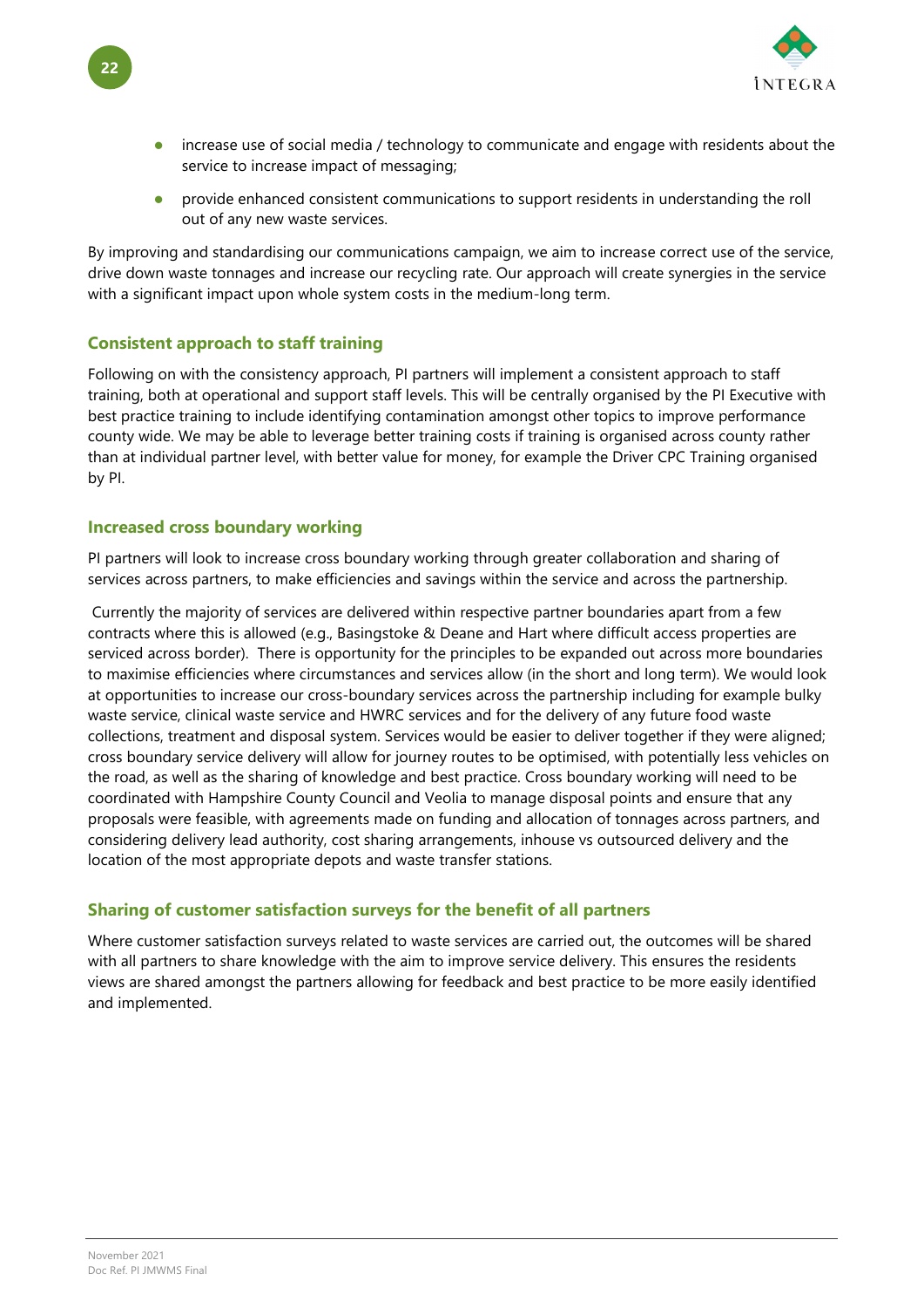- increase use of social media / technology to communicate and engage with residents about the service to increase impact of messaging;
- provide enhanced consistent communications to support residents in understanding the roll out of any new waste services.

By improving and standardising our communications campaign, we aim to increase correct use of the service, drive down waste tonnages and increase our recycling rate. Our approach will create synergies in the service with a significant impact upon whole system costs in the medium-long term.

### Consistent approach to staff training

Following on with the consistency approach, PI partners will implement a consistent approach to staff training, both at operational and support staff levels. This will be centrally organised by the PI Executive with best practice training to include identifying contamination amongst other topics to improve performance county wide. We may be able to leverage better training costs if training is organised across county rather than at individual partner level, with better value for money, for example the Driver CPC Training organised by PI.

### Increased cross boundary working

PI partners will look to increase cross boundary working through greater collaboration and sharing of services across partners, to make efficiencies and savings within the service and across the partnership.

Currently the majority of services are delivered within respective partner boundaries apart from a few contracts where this is allowed (e.g., Basingstoke & Deane and Hart where difficult access properties are serviced across border). There is opportunity for the principles to be expanded out across more boundaries to maximise efficiencies where circumstances and services allow (in the short and long term). We would look at opportunities to increase our cross-boundary services across the partnership including for example bulky waste service, clinical waste service and HWRC services and for the delivery of any future food waste collections, treatment and disposal system. Services would be easier to deliver together if they were aligned; cross boundary service delivery will allow for journey routes to be optimised, with potentially less vehicles on the road, as well as the sharing of knowledge and best practice. Cross boundary working will need to be coordinated with Hampshire County Council and Veolia to manage disposal points and ensure that any proposals were feasible, with agreements made on funding and allocation of tonnages across partners, and considering delivery lead authority, cost sharing arrangements, inhouse vs outsourced delivery and the location of the most appropriate depots and waste transfer stations.

### Sharing of customer satisfaction surveys for the benefit of all partners

Where customer satisfaction surveys related to waste services are carried out, the outcomes will be shared with all partners to share knowledge with the aim to improve service delivery. This ensures the residents views are shared amongst the partners allowing for feedback and best practice to be more easily identified and implemented.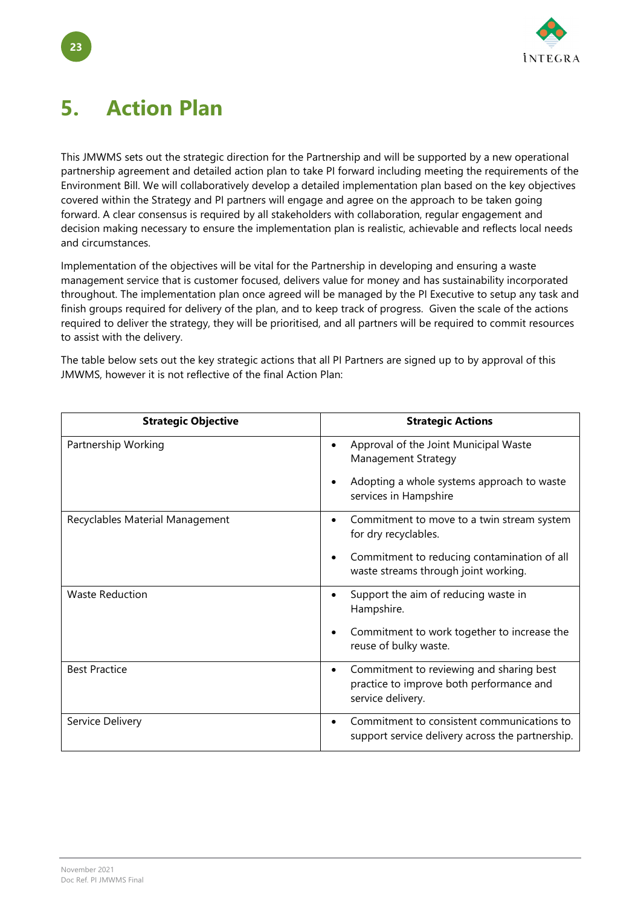# 5. Action Plan

This JMWMS sets out the strategic direction for the Partnership and will be supported by a new operational partnership agreement and detailed action plan to take PI forward including meeting the requirements of the Environment Bill. We will collaboratively develop a detailed implementation plan based on the key objectives covered within the Strategy and PI partners will engage and agree on the approach to be taken going forward. A clear consensus is required by all stakeholders with collaboration, regular engagement and decision making necessary to ensure the implementation plan is realistic, achievable and reflects local needs and circumstances.

Implementation of the objectives will be vital for the Partnership in developing and ensuring a waste management service that is customer focused, delivers value for money and has sustainability incorporated throughout. The implementation plan once agreed will be managed by the PI Executive to setup any task and finish groups required for delivery of the plan, and to keep track of progress. Given the scale of the actions required to deliver the strategy, they will be prioritised, and all partners will be required to commit resources to assist with the delivery.

The table below sets out the key strategic actions that all PI Partners are signed up to by approval of this JMWMS, however it is not reflective of the final Action Plan:

| Strategic Objective | Strategic Actions |
|---|---|
| Partnership Working | • Approval of the Joint Municipal Waste Management Strategy<br>• Adopting a whole systems approach to waste services in Hampshire |
| Recyclables Material Management | • Commitment to move to a twin stream system for dry recyclables.<br>• Commitment to reducing contamination of all waste streams through joint working. |
| Waste Reduction | • Support the aim of reducing waste in Hampshire.<br>• Commitment to work together to increase the reuse of bulky waste. |
| Best Practice | • Commitment to reviewing and sharing best practice to improve both performance and service delivery. |
| Service Delivery | • Commitment to consistent communications to support service delivery across the partnership. |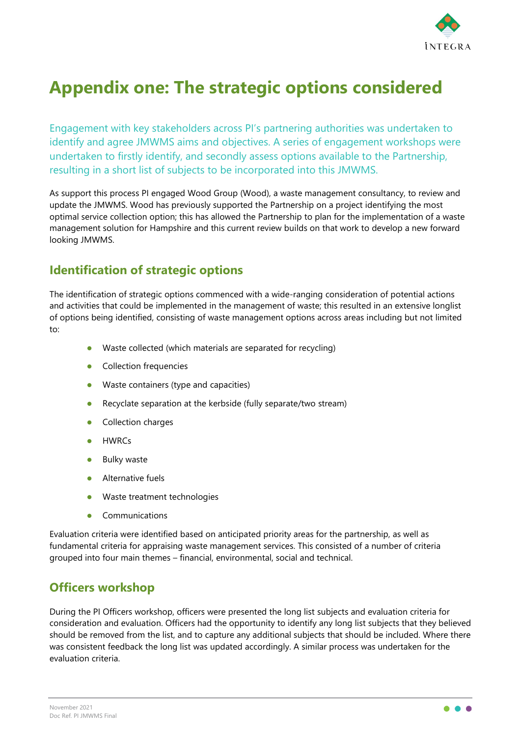# Appendix one: The strategic options considered

Engagement with key stakeholders across PI's partnering authorities was undertaken to identify and agree JMWMS aims and objectives. A series of engagement workshops were undertaken to firstly identify, and secondly assess options available to the Partnership, resulting in a short list of subjects to be incorporated into this JMWMS.

As support this process PI engaged Wood Group (Wood), a waste management consultancy, to review and update the JMWMS. Wood has previously supported the Partnership on a project identifying the most optimal service collection option; this has allowed the Partnership to plan for the implementation of a waste management solution for Hampshire and this current review builds on that work to develop a new forward looking JMWMS.

## Identification of strategic options

The identification of strategic options commenced with a wide-ranging consideration of potential actions and activities that could be implemented in the management of waste; this resulted in an extensive longlist of options being identified, consisting of waste management options across areas including but not limited to:

- Waste collected (which materials are separated for recycling)
- Collection frequencies
- Waste containers (type and capacities)
- Recyclate separation at the kerbside (fully separate/two stream)
- Collection charges
- HWRCs
- Bulky waste
- Alternative fuels
- Waste treatment technologies
- Communications

Evaluation criteria were identified based on anticipated priority areas for the partnership, as well as fundamental criteria for appraising waste management services. This consisted of a number of criteria grouped into four main themes – financial, environmental, social and technical.

## Officers workshop

During the PI Officers workshop, officers were presented the long list subjects and evaluation criteria for consideration and evaluation. Officers had the opportunity to identify any long list subjects that they believed should be removed from the list, and to capture any additional subjects that should be included. Where there was consistent feedback the long list was updated accordingly. A similar process was undertaken for the evaluation criteria.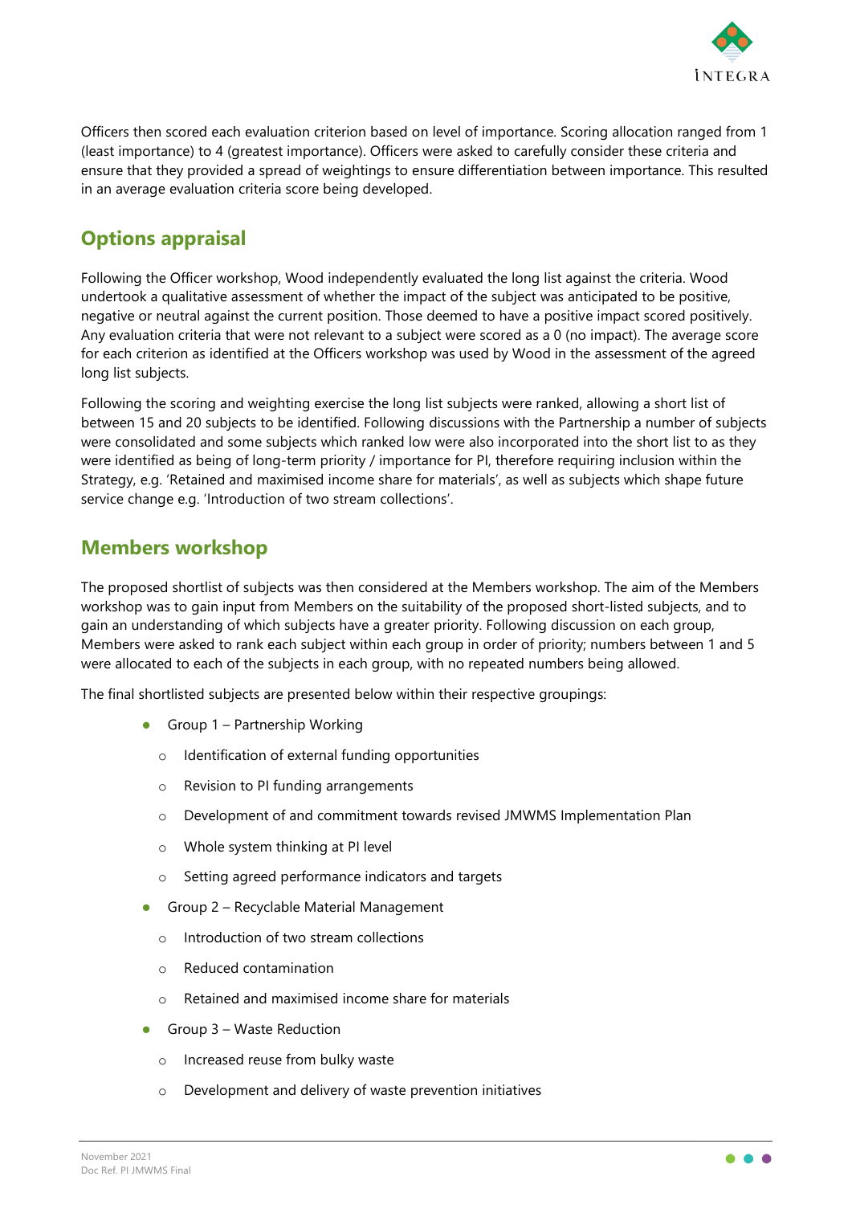Officers then scored each evaluation criterion based on level of importance. Scoring allocation ranged from 1 (least importance) to 4 (greatest importance). Officers were asked to carefully consider these criteria and ensure that they provided a spread of weightings to ensure differentiation between importance. This resulted in an average evaluation criteria score being developed.

## Options appraisal

Following the Officer workshop, Wood independently evaluated the long list against the criteria. Wood undertook a qualitative assessment of whether the impact of the subject was anticipated to be positive, negative or neutral against the current position. Those deemed to have a positive impact scored positively. Any evaluation criteria that were not relevant to a subject were scored as a 0 (no impact). The average score for each criterion as identified at the Officers workshop was used by Wood in the assessment of the agreed long list subjects.

Following the scoring and weighting exercise the long list subjects were ranked, allowing a short list of between 15 and 20 subjects to be identified. Following discussions with the Partnership a number of subjects were consolidated and some subjects which ranked low were also incorporated into the short list to as they were identified as being of long-term priority / importance for PI, therefore requiring inclusion within the Strategy, e.g. 'Retained and maximised income share for materials', as well as subjects which shape future service change e.g. 'Introduction of two stream collections'.

## Members workshop

The proposed shortlist of subjects was then considered at the Members workshop. The aim of the Members workshop was to gain input from Members on the suitability of the proposed short-listed subjects, and to gain an understanding of which subjects have a greater priority. Following discussion on each group, Members were asked to rank each subject within each group in order of priority; numbers between 1 and 5 were allocated to each of the subjects in each group, with no repeated numbers being allowed.

The final shortlisted subjects are presented below within their respective groupings:

- Group 1 – Partnership Working
  - Identification of external funding opportunities
  - Revision to PI funding arrangements
  - Development of and commitment towards revised JMWMS Implementation Plan
  - Whole system thinking at PI level
  - Setting agreed performance indicators and targets
- Group 2 – Recyclable Material Management
  - Introduction of two stream collections
  - Reduced contamination
  - Retained and maximised income share for materials
- Group 3 – Waste Reduction
  - Increased reuse from bulky waste
  - Development and delivery of waste prevention initiatives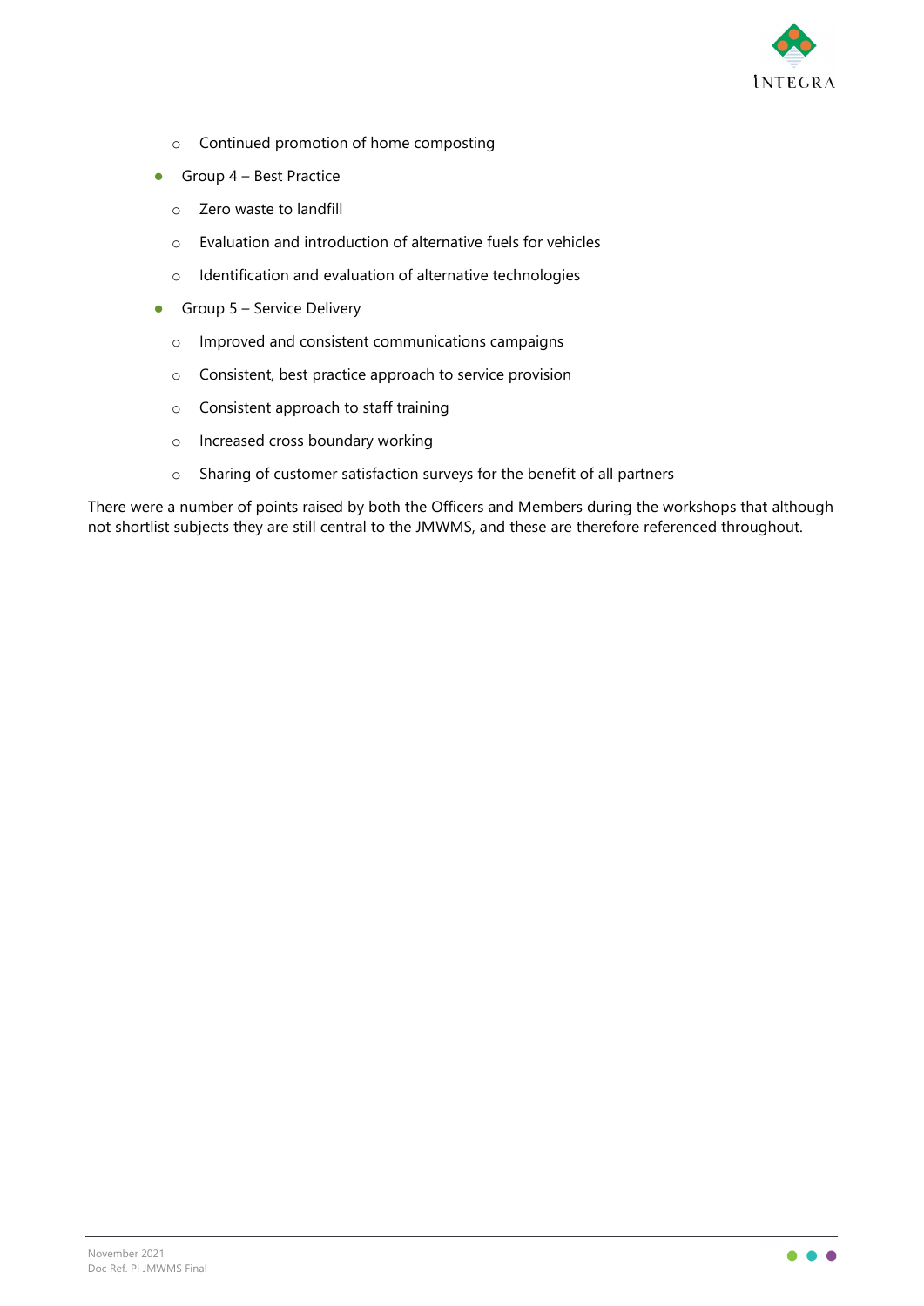- Continued promotion of home composting
- Group 4 – Best Practice
  - Zero waste to landfill
  - Evaluation and introduction of alternative fuels for vehicles
  - Identification and evaluation of alternative technologies
- Group 5 – Service Delivery
  - Improved and consistent communications campaigns
  - Consistent, best practice approach to service provision
  - Consistent approach to staff training
  - Increased cross boundary working
  - Sharing of customer satisfaction surveys for the benefit of all partners

There were a number of points raised by both the Officers and Members during the workshops that although not shortlist subjects they are still central to the JMWMS, and these are therefore referenced throughout.